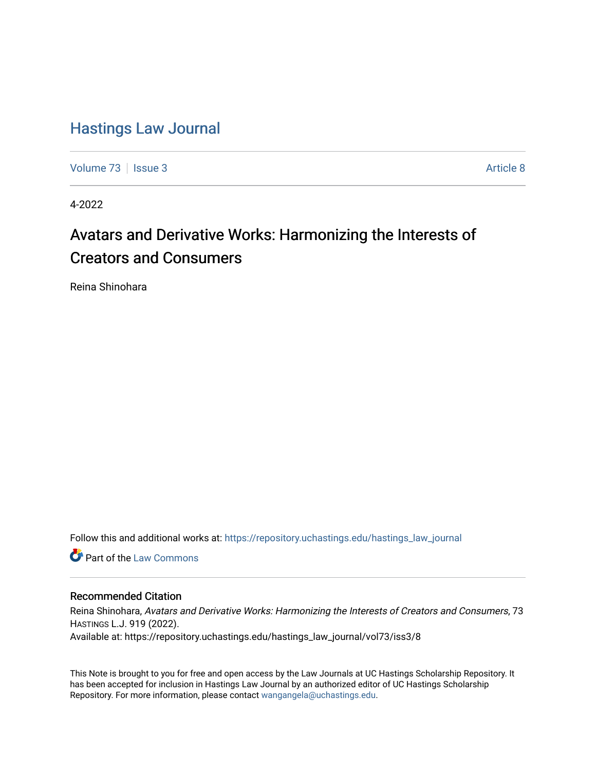# Hastings Law Journal

Volume 73 | Issue 3 | Article 8

4-2022

## Avatars and Derivative Works: Harmonizing the Interests of Creators and Consumers

Reina Shinohara

Follow this and additional works at: https://repository.uchastings.edu/hastings_law_journal

Part of the Law Commons

### Recommended Citation

Reina Shinohara, *Avatars and Derivative Works: Harmonizing the Interests of Creators and Consumers*, 73 Hastings L.J. 919 (2022).
Available at: https://repository.uchastings.edu/hastings_law_journal/vol73/iss3/8

This Note is brought to you for free and open access by the Law Journals at UC Hastings Scholarship Repository. It has been accepted for inclusion in Hastings Law Journal by an authorized editor of UC Hastings Scholarship Repository. For more information, please contact wangangela@uchastings.edu.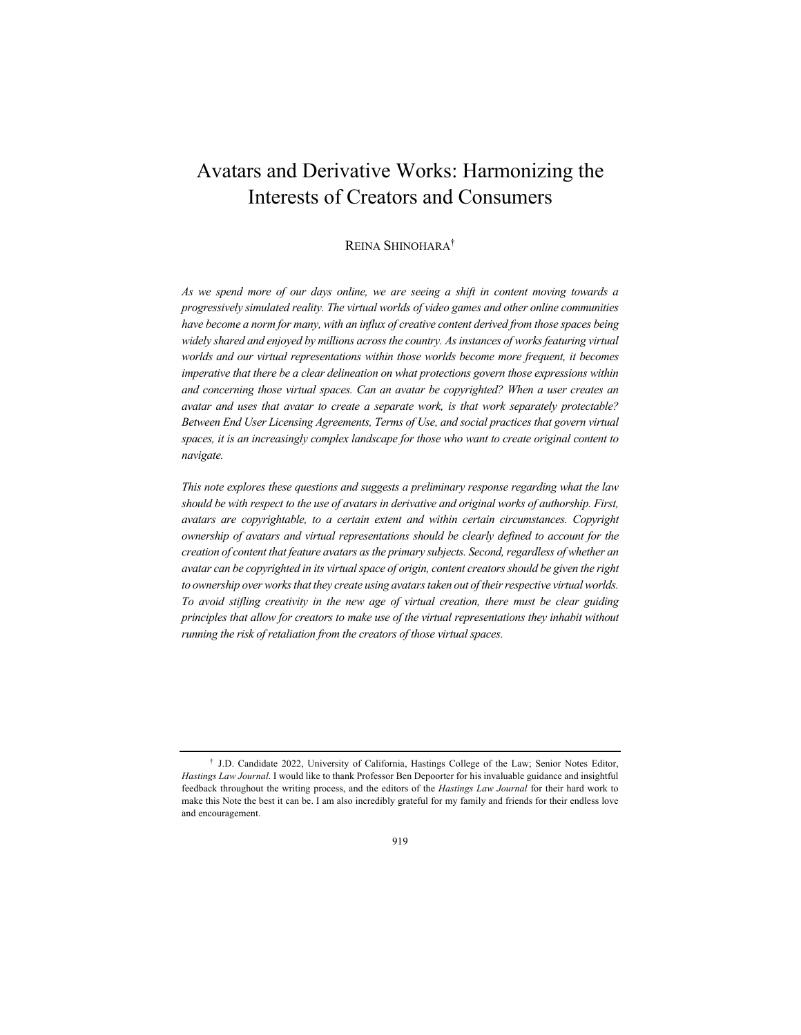# Avatars and Derivative Works: Harmonizing the Interests of Creators and Consumers

REINA SHINOHARA[†]

*As we spend more of our days online, we are seeing a shift in content moving towards a progressively simulated reality. The virtual worlds of video games and other online communities have become a norm for many, with an influx of creative content derived from those spaces being widely shared and enjoyed by millions across the country. As instances of works featuring virtual worlds and our virtual representations within those worlds become more frequent, it becomes imperative that there be a clear delineation on what protections govern those expressions within and concerning those virtual spaces. Can an avatar be copyrighted? When a user creates an avatar and uses that avatar to create a separate work, is that work separately protectable? Between End User Licensing Agreements, Terms of Use, and social practices that govern virtual spaces, it is an increasingly complex landscape for those who want to create original content to navigate.*

*This note explores these questions and suggests a preliminary response regarding what the law should be with respect to the use of avatars in derivative and original works of authorship. First, avatars are copyrightable, to a certain extent and within certain circumstances. Copyright ownership of avatars and virtual representations should be clearly defined to account for the creation of content that feature avatars as the primary subjects. Second, regardless of whether an avatar can be copyrighted in its virtual space of origin, content creators should be given the right to ownership over works that they create using avatars taken out of their respective virtual worlds. To avoid stifling creativity in the new age of virtual creation, there must be clear guiding principles that allow for creators to make use of the virtual representations they inhabit without running the risk of retaliation from the creators of those virtual spaces.*

---

[†] J.D. Candidate 2022, University of California, Hastings College of the Law; Senior Notes Editor, *Hastings Law Journal*. I would like to thank Professor Ben Depoorter for his invaluable guidance and insightful feedback throughout the writing process, and the editors of the *Hastings Law Journal* for their hard work to make this Note the best it can be. I am also incredibly grateful for my family and friends for their endless love and encouragement.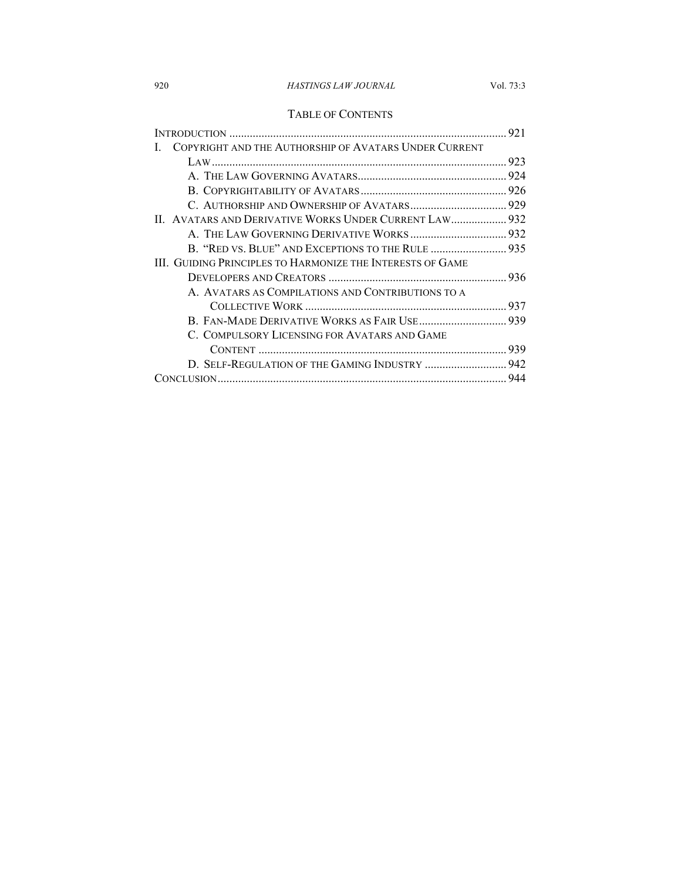## Table of Contents

Introduction ..... 921

I. Copyright and the Authorship of Avatars Under Current Law ..... 923

- A. The Law Governing Avatars ..... 924
- B. Copyrightability of Avatars ..... 926
- C. Authorship and Ownership of Avatars ..... 929

II. Avatars and Derivative Works Under Current Law ..... 932

- A. The Law Governing Derivative Works ..... 932
- B. "Red vs. Blue" and Exceptions to the Rule ..... 935

III. Guiding Principles to Harmonize the Interests of Game Developers and Creators ..... 936

- A. Avatars as Compilations and Contributions to a Collective Work ..... 937
- B. Fan-Made Derivative Works as Fair Use ..... 939
- C. Compulsory Licensing for Avatars and Game Content ..... 939
- D. Self-Regulation of the Gaming Industry ..... 942

Conclusion ..... 944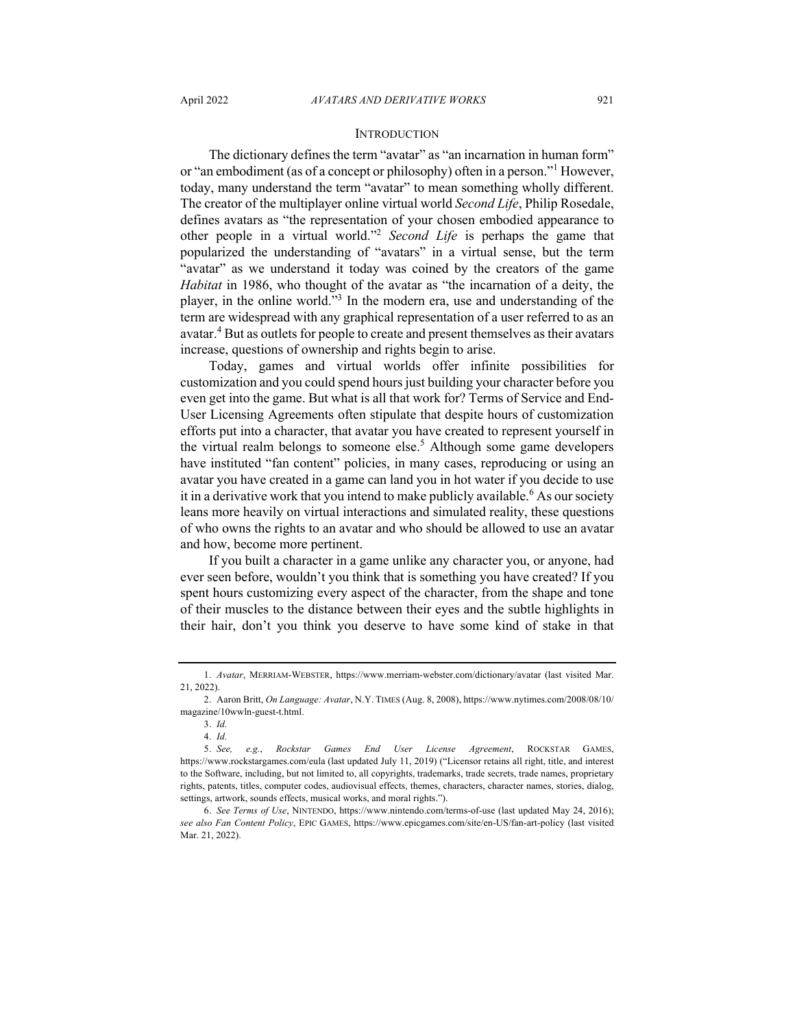## INTRODUCTION

The dictionary defines the term "avatar" as "an incarnation in human form" or "an embodiment (as of a concept or philosophy) often in a person."[1] However, today, many understand the term "avatar" to mean something wholly different. The creator of the multiplayer online virtual world *Second Life*, Philip Rosedale, defines avatars as "the representation of your chosen embodied appearance to other people in a virtual world."[2] *Second Life* is perhaps the game that popularized the understanding of "avatars" in a virtual sense, but the term "avatar" as we understand it today was coined by the creators of the game *Habitat* in 1986, who thought of the avatar as "the incarnation of a deity, the player, in the online world."[3] In the modern era, use and understanding of the term are widespread with any graphical representation of a user referred to as an avatar.[4] But as outlets for people to create and present themselves as their avatars increase, questions of ownership and rights begin to arise.

Today, games and virtual worlds offer infinite possibilities for customization and you could spend hours just building your character before you even get into the game. But what is all that work for? Terms of Service and End-User Licensing Agreements often stipulate that despite hours of customization efforts put into a character, that avatar you have created to represent yourself in the virtual realm belongs to someone else.[5] Although some game developers have instituted "fan content" policies, in many cases, reproducing or using an avatar you have created in a game can land you in hot water if you decide to use it in a derivative work that you intend to make publicly available.[6] As our society leans more heavily on virtual interactions and simulated reality, these questions of who owns the rights to an avatar and who should be allowed to use an avatar and how, become more pertinent.

If you built a character in a game unlike any character you, or anyone, had ever seen before, wouldn't you think that is something you have created? If you spent hours customizing every aspect of the character, from the shape and tone of their muscles to the distance between their eyes and the subtle highlights in their hair, don't you think you deserve to have some kind of stake in that

---

1. *Avatar*, MERRIAM-WEBSTER, https://www.merriam-webster.com/dictionary/avatar (last visited Mar. 21, 2022).

2. Aaron Britt, *On Language: Avatar*, N.Y. TIMES (Aug. 8, 2008), https://www.nytimes.com/2008/08/10/magazine/10wwln-guest-t.html.

3. *Id.*

4. *Id.*

5. *See, e.g.*, *Rockstar Games End User License Agreement*, ROCKSTAR GAMES, https://www.rockstargames.com/eula (last updated July 11, 2019) ("Licensor retains all right, title, and interest to the Software, including, but not limited to, all copyrights, trademarks, trade secrets, trade names, proprietary rights, patents, titles, computer codes, audiovisual effects, themes, characters, character names, stories, dialog, settings, artwork, sounds effects, musical works, and moral rights.").

6. *See Terms of Use*, NINTENDO, https://www.nintendo.com/terms-of-use (last updated May 24, 2016); *see also Fan Content Policy*, EPIC GAMES, https://www.epicgames.com/site/en-US/fan-art-policy (last visited Mar. 21, 2022).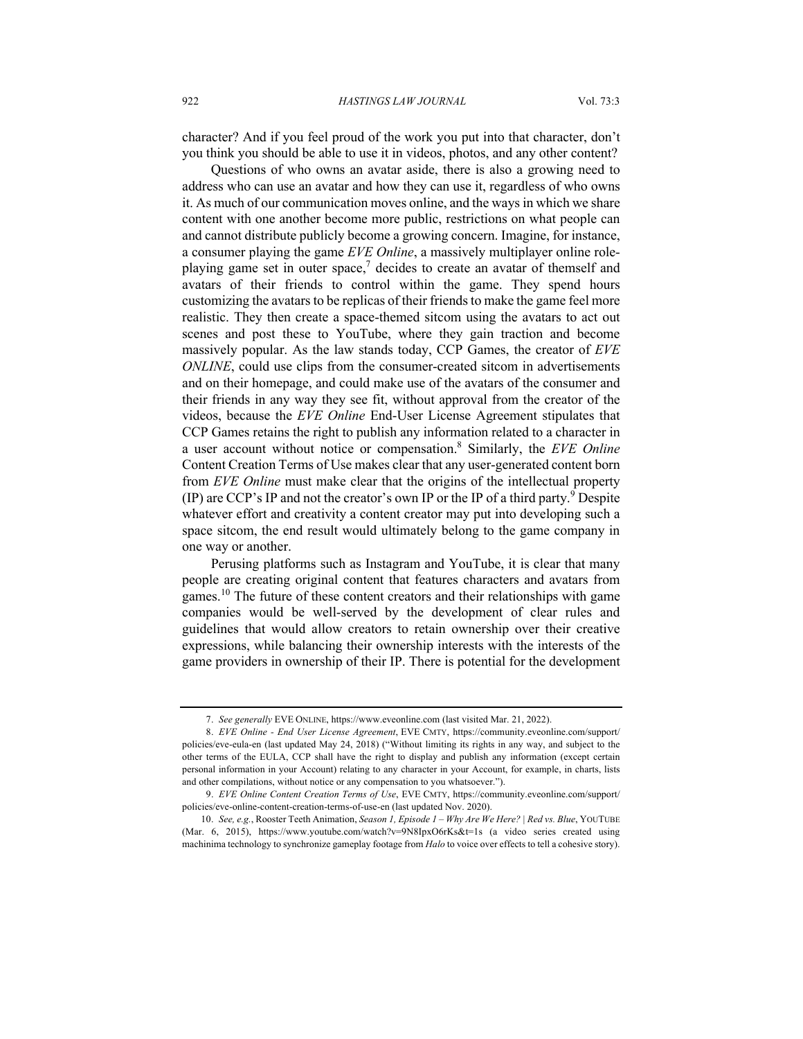character? And if you feel proud of the work you put into that character, don't you think you should be able to use it in videos, photos, and any other content?

Questions of who owns an avatar aside, there is also a growing need to address who can use an avatar and how they can use it, regardless of who owns it. As much of our communication moves online, and the ways in which we share content with one another become more public, restrictions on what people can and cannot distribute publicly become a growing concern. Imagine, for instance, a consumer playing the game *EVE Online*, a massively multiplayer online role-playing game set in outer space,[7] decides to create an avatar of themself and avatars of their friends to control within the game. They spend hours customizing the avatars to be replicas of their friends to make the game feel more realistic. They then create a space-themed sitcom using the avatars to act out scenes and post these to YouTube, where they gain traction and become massively popular. As the law stands today, CCP Games, the creator of *EVE ONLINE*, could use clips from the consumer-created sitcom in advertisements and on their homepage, and could make use of the avatars of the consumer and their friends in any way they see fit, without approval from the creator of the videos, because the *EVE Online* End-User License Agreement stipulates that CCP Games retains the right to publish any information related to a character in a user account without notice or compensation.[8] Similarly, the *EVE Online* Content Creation Terms of Use makes clear that any user-generated content born from *EVE Online* must make clear that the origins of the intellectual property (IP) are CCP's IP and not the creator's own IP or the IP of a third party.[9] Despite whatever effort and creativity a content creator may put into developing such a space sitcom, the end result would ultimately belong to the game company in one way or another.

Perusing platforms such as Instagram and YouTube, it is clear that many people are creating original content that features characters and avatars from games.[10] The future of these content creators and their relationships with game companies would be well-served by the development of clear rules and guidelines that would allow creators to retain ownership over their creative expressions, while balancing their ownership interests with the interests of the game providers in ownership of their IP. There is potential for the development

---

7. *See generally* EVE ONLINE, https://www.eveonline.com (last visited Mar. 21, 2022).

8. *EVE Online - End User License Agreement*, EVE CMTY, https://community.eveonline.com/support/policies/eve-eula-en (last updated May 24, 2018) ("Without limiting its rights in any way, and subject to the other terms of the EULA, CCP shall have the right to display and publish any information (except certain personal information in your Account) relating to any character in your Account, for example, in charts, lists and other compilations, without notice or any compensation to you whatsoever.").

9. *EVE Online Content Creation Terms of Use*, EVE CMTY, https://community.eveonline.com/support/policies/eve-online-content-creation-terms-of-use-en (last updated Nov. 2020).

10. *See, e.g.*, Rooster Teeth Animation, *Season 1, Episode 1 – Why Are We Here? | Red vs. Blue*, YOUTUBE (Mar. 6, 2015), https://www.youtube.com/watch?v=9N8IpxO6rKs&t=1s (a video series created using machinima technology to synchronize gameplay footage from *Halo* to voice over effects to tell a cohesive story).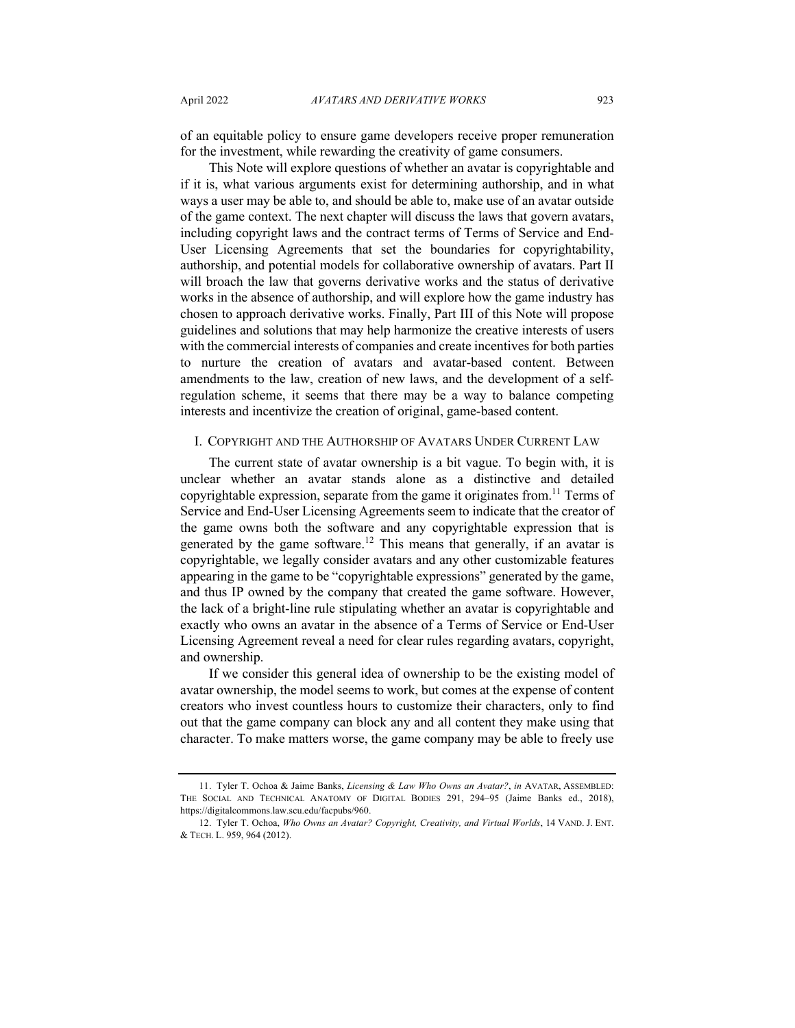of an equitable policy to ensure game developers receive proper remuneration for the investment, while rewarding the creativity of game consumers.

This Note will explore questions of whether an avatar is copyrightable and if it is, what various arguments exist for determining authorship, and in what ways a user may be able to, and should be able to, make use of an avatar outside of the game context. The next chapter will discuss the laws that govern avatars, including copyright laws and the contract terms of Terms of Service and End-User Licensing Agreements that set the boundaries for copyrightability, authorship, and potential models for collaborative ownership of avatars. Part II will broach the law that governs derivative works and the status of derivative works in the absence of authorship, and will explore how the game industry has chosen to approach derivative works. Finally, Part III of this Note will propose guidelines and solutions that may help harmonize the creative interests of users with the commercial interests of companies and create incentives for both parties to nurture the creation of avatars and avatar-based content. Between amendments to the law, creation of new laws, and the development of a self-regulation scheme, it seems that there may be a way to balance competing interests and incentivize the creation of original, game-based content.

## I. Copyright and the Authorship of Avatars Under Current Law

The current state of avatar ownership is a bit vague. To begin with, it is unclear whether an avatar stands alone as a distinctive and detailed copyrightable expression, separate from the game it originates from.[11] Terms of Service and End-User Licensing Agreements seem to indicate that the creator of the game owns both the software and any copyrightable expression that is generated by the game software.[12] This means that generally, if an avatar is copyrightable, we legally consider avatars and any other customizable features appearing in the game to be "copyrightable expressions" generated by the game, and thus IP owned by the company that created the game software. However, the lack of a bright-line rule stipulating whether an avatar is copyrightable and exactly who owns an avatar in the absence of a Terms of Service or End-User Licensing Agreement reveal a need for clear rules regarding avatars, copyright, and ownership.

If we consider this general idea of ownership to be the existing model of avatar ownership, the model seems to work, but comes at the expense of content creators who invest countless hours to customize their characters, only to find out that the game company can block any and all content they make using that character. To make matters worse, the game company may be able to freely use

---

11. Tyler T. Ochoa & Jaime Banks, *Licensing & Law Who Owns an Avatar?*, *in* Avatar, Assembled: The Social and Technical Anatomy of Digital Bodies 291, 294–95 (Jaime Banks ed., 2018), https://digitalcommons.law.scu.edu/facpubs/960.

12. Tyler T. Ochoa, *Who Owns an Avatar? Copyright, Creativity, and Virtual Worlds*, 14 Vand. J. Ent. & Tech. L. 959, 964 (2012).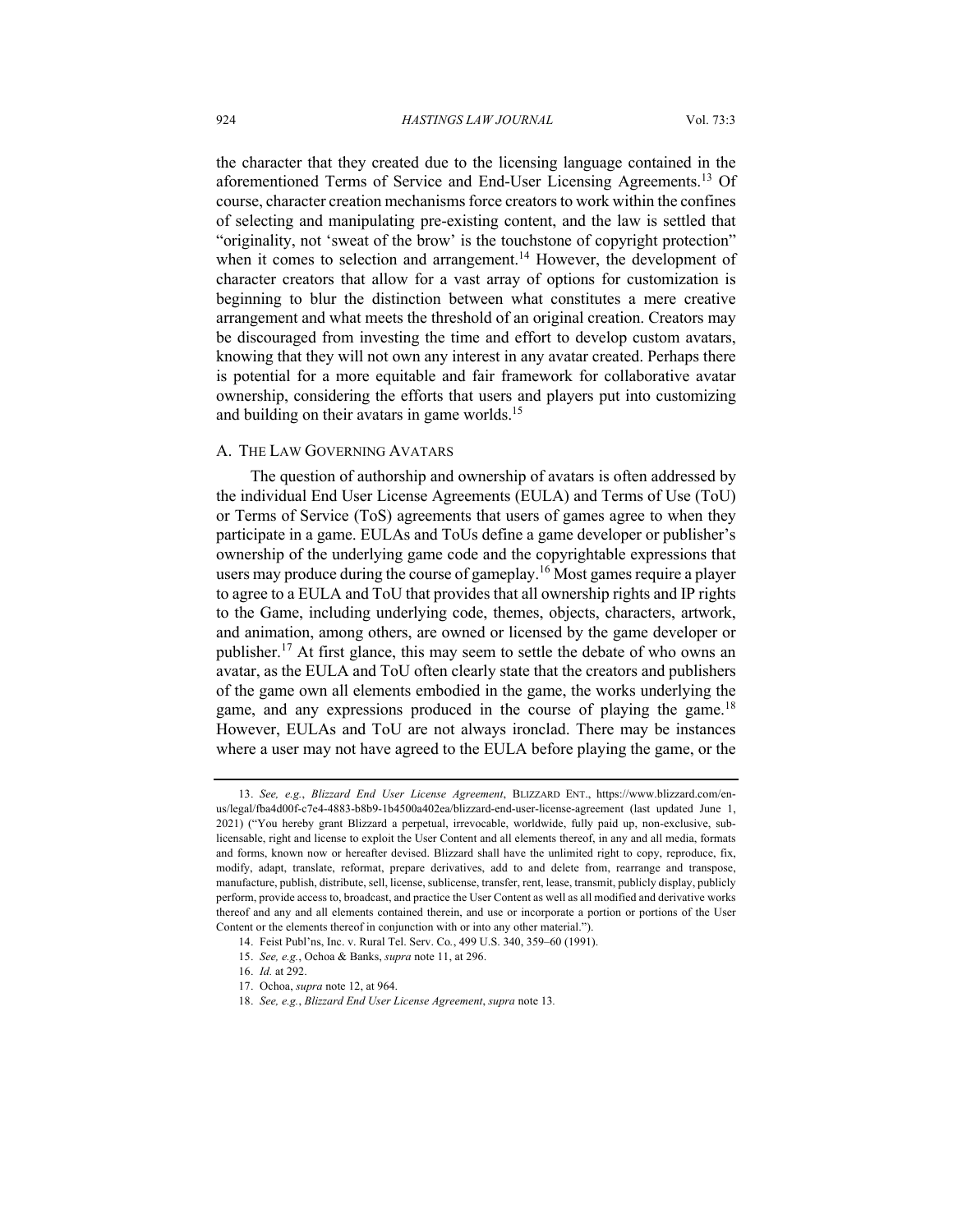the character that they created due to the licensing language contained in the aforementioned Terms of Service and End-User Licensing Agreements.[13] Of course, character creation mechanisms force creators to work within the confines of selecting and manipulating pre-existing content, and the law is settled that "originality, not 'sweat of the brow' is the touchstone of copyright protection" when it comes to selection and arrangement.[14] However, the development of character creators that allow for a vast array of options for customization is beginning to blur the distinction between what constitutes a mere creative arrangement and what meets the threshold of an original creation. Creators may be discouraged from investing the time and effort to develop custom avatars, knowing that they will not own any interest in any avatar created. Perhaps there is potential for a more equitable and fair framework for collaborative avatar ownership, considering the efforts that users and players put into customizing and building on their avatars in game worlds.[15]

## A. The Law Governing Avatars

The question of authorship and ownership of avatars is often addressed by the individual End User License Agreements (EULA) and Terms of Use (ToU) or Terms of Service (ToS) agreements that users of games agree to when they participate in a game. EULAs and ToUs define a game developer or publisher's ownership of the underlying game code and the copyrightable expressions that users may produce during the course of gameplay.[16] Most games require a player to agree to a EULA and ToU that provides that all ownership rights and IP rights to the Game, including underlying code, themes, objects, characters, artwork, and animation, among others, are owned or licensed by the game developer or publisher.[17] At first glance, this may seem to settle the debate of who owns an avatar, as the EULA and ToU often clearly state that the creators and publishers of the game own all elements embodied in the game, the works underlying the game, and any expressions produced in the course of playing the game.[18] However, EULAs and ToU are not always ironclad. There may be instances where a user may not have agreed to the EULA before playing the game, or the

---

13. *See, e.g.*, *Blizzard End User License Agreement*, Blizzard Ent., https://www.blizzard.com/en-us/legal/fba4d00f-c7e4-4883-b8b9-1b4500a402ea/blizzard-end-user-license-agreement (last updated June 1, 2021) ("You hereby grant Blizzard a perpetual, irrevocable, worldwide, fully paid up, non-exclusive, sub-licensable, right and license to exploit the User Content and all elements thereof, in any and all media, formats and forms, known now or hereafter devised. Blizzard shall have the unlimited right to copy, reproduce, fix, modify, adapt, translate, reformat, prepare derivatives, add to and delete from, rearrange and transpose, manufacture, publish, distribute, sell, license, sublicense, transfer, rent, lease, transmit, publicly display, publicly perform, provide access to, broadcast, and practice the User Content as well as all modified and derivative works thereof and any and all elements contained therein, and use or incorporate a portion or portions of the User Content or the elements thereof in conjunction with or into any other material.").

14. Feist Publ'ns, Inc. v. Rural Tel. Serv. Co., 499 U.S. 340, 359–60 (1991).

15. *See, e.g.*, Ochoa & Banks, *supra* note 11, at 296.

16. *Id.* at 292.

17. Ochoa, *supra* note 12, at 964.

18. *See, e.g.*, *Blizzard End User License Agreement*, *supra* note 13.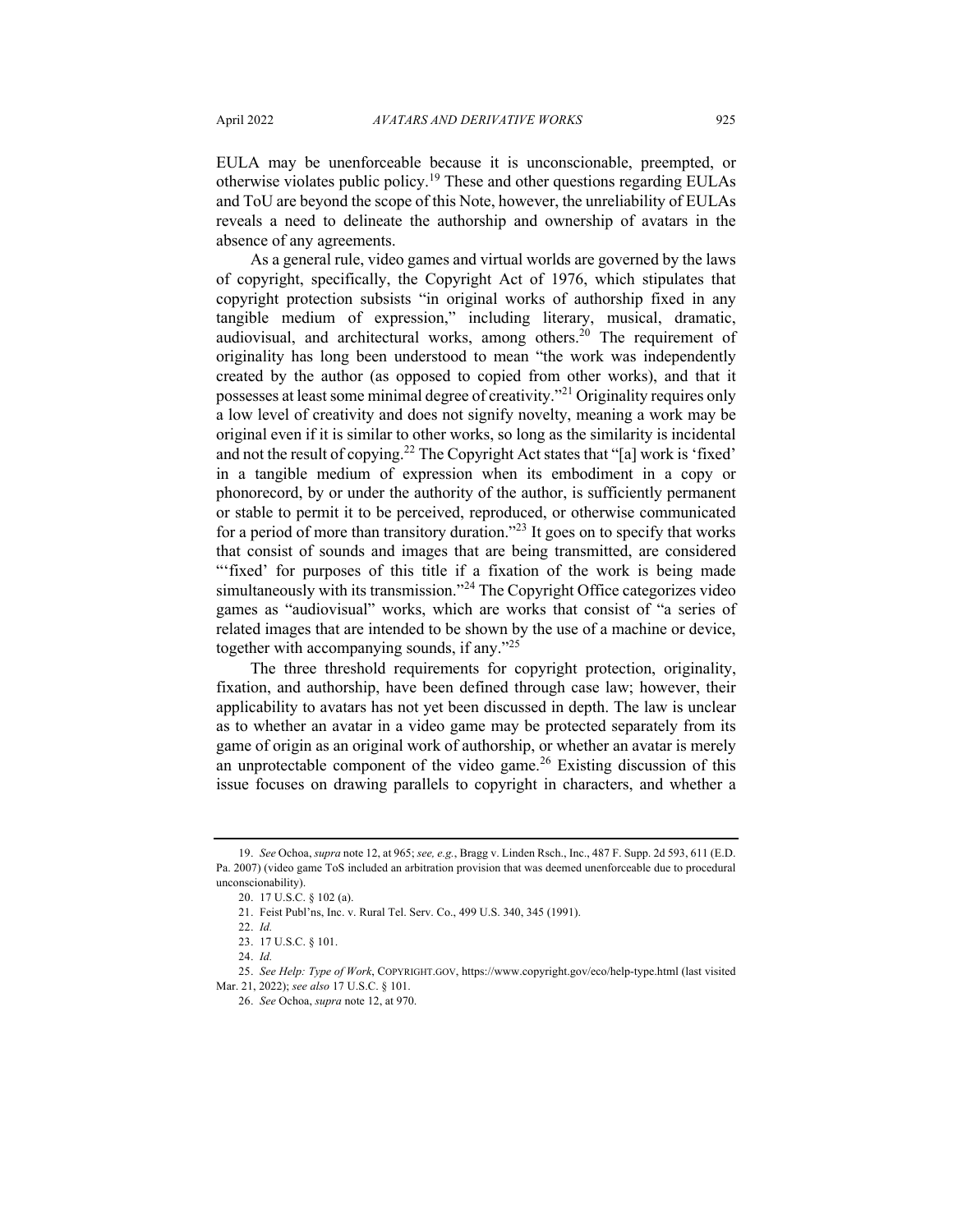EULA may be unenforceable because it is unconscionable, preempted, or otherwise violates public policy.[19] These and other questions regarding EULAs and ToU are beyond the scope of this Note, however, the unreliability of EULAs reveals a need to delineate the authorship and ownership of avatars in the absence of any agreements.

As a general rule, video games and virtual worlds are governed by the laws of copyright, specifically, the Copyright Act of 1976, which stipulates that copyright protection subsists "in original works of authorship fixed in any tangible medium of expression," including literary, musical, dramatic, audiovisual, and architectural works, among others.[20] The requirement of originality has long been understood to mean "the work was independently created by the author (as opposed to copied from other works), and that it possesses at least some minimal degree of creativity."[21] Originality requires only a low level of creativity and does not signify novelty, meaning a work may be original even if it is similar to other works, so long as the similarity is incidental and not the result of copying.[22] The Copyright Act states that "[a] work is 'fixed' in a tangible medium of expression when its embodiment in a copy or phonorecord, by or under the authority of the author, is sufficiently permanent or stable to permit it to be perceived, reproduced, or otherwise communicated for a period of more than transitory duration."[23] It goes on to specify that works that consist of sounds and images that are being transmitted, are considered "'fixed' for purposes of this title if a fixation of the work is being made simultaneously with its transmission."[24] The Copyright Office categorizes video games as "audiovisual" works, which are works that consist of "a series of related images that are intended to be shown by the use of a machine or device, together with accompanying sounds, if any."[25]

The three threshold requirements for copyright protection, originality, fixation, and authorship, have been defined through case law; however, their applicability to avatars has not yet been discussed in depth. The law is unclear as to whether an avatar in a video game may be protected separately from its game of origin as an original work of authorship, or whether an avatar is merely an unprotectable component of the video game.[26] Existing discussion of this issue focuses on drawing parallels to copyright in characters, and whether a

---

19. *See* Ochoa, *supra* note 12, at 965; *see, e.g.*, Bragg v. Linden Rsch., Inc., 487 F. Supp. 2d 593, 611 (E.D. Pa. 2007) (video game ToS included an arbitration provision that was deemed unenforceable due to procedural unconscionability).

20. 17 U.S.C. § 102 (a).

21. Feist Publ'ns, Inc. v. Rural Tel. Serv. Co., 499 U.S. 340, 345 (1991).

22. *Id.*

23. 17 U.S.C. § 101.

24. *Id.*

25. *See Help: Type of Work*, COPYRIGHT.GOV, https://www.copyright.gov/eco/help-type.html (last visited Mar. 21, 2022); *see also* 17 U.S.C. § 101.

26. *See* Ochoa, *supra* note 12, at 970.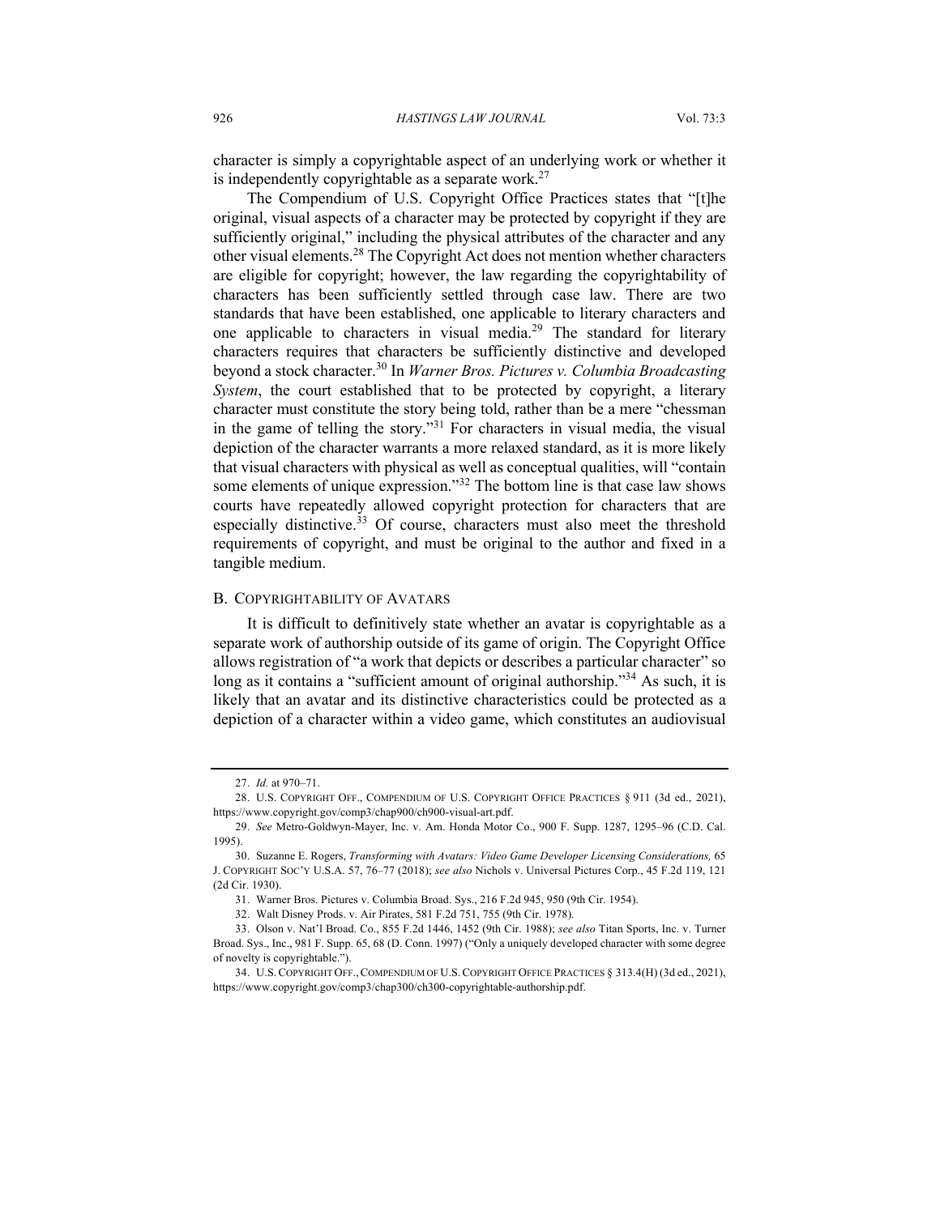character is simply a copyrightable aspect of an underlying work or whether it is independently copyrightable as a separate work.[27]

The Compendium of U.S. Copyright Office Practices states that "[t]he original, visual aspects of a character may be protected by copyright if they are sufficiently original," including the physical attributes of the character and any other visual elements.[28] The Copyright Act does not mention whether characters are eligible for copyright; however, the law regarding the copyrightability of characters has been sufficiently settled through case law. There are two standards that have been established, one applicable to literary characters and one applicable to characters in visual media.[29] The standard for literary characters requires that characters be sufficiently distinctive and developed beyond a stock character.[30] In *Warner Bros. Pictures v. Columbia Broadcasting System*, the court established that to be protected by copyright, a literary character must constitute the story being told, rather than be a mere "chessman in the game of telling the story."[31] For characters in visual media, the visual depiction of the character warrants a more relaxed standard, as it is more likely that visual characters with physical as well as conceptual qualities, will "contain some elements of unique expression."[32] The bottom line is that case law shows courts have repeatedly allowed copyright protection for characters that are especially distinctive.[33] Of course, characters must also meet the threshold requirements of copyright, and must be original to the author and fixed in a tangible medium.

## B. Copyrightability of Avatars

It is difficult to definitively state whether an avatar is copyrightable as a separate work of authorship outside of its game of origin. The Copyright Office allows registration of "a work that depicts or describes a particular character" so long as it contains a "sufficient amount of original authorship."[34] As such, it is likely that an avatar and its distinctive characteristics could be protected as a depiction of a character within a video game, which constitutes an audiovisual

---

27. *Id.* at 970–71.

28. U.S. Copyright Off., Compendium of U.S. Copyright Office Practices § 911 (3d ed., 2021), https://www.copyright.gov/comp3/chap900/ch900-visual-art.pdf.

29. *See* Metro-Goldwyn-Mayer, Inc. v. Am. Honda Motor Co., 900 F. Supp. 1287, 1295–96 (C.D. Cal. 1995).

30. Suzanne E. Rogers, *Transforming with Avatars: Video Game Developer Licensing Considerations,* 65 J. Copyright Soc'y U.S.A. 57, 76–77 (2018); *see also* Nichols v. Universal Pictures Corp., 45 F.2d 119, 121 (2d Cir. 1930).

31. Warner Bros. Pictures v. Columbia Broad. Sys., 216 F.2d 945, 950 (9th Cir. 1954).

32. Walt Disney Prods. v. Air Pirates, 581 F.2d 751, 755 (9th Cir. 1978).

33. Olson v. Nat'l Broad. Co., 855 F.2d 1446, 1452 (9th Cir. 1988); *see also* Titan Sports, Inc. v. Turner Broad. Sys., Inc., 981 F. Supp. 65, 68 (D. Conn. 1997) ("Only a uniquely developed character with some degree of novelty is copyrightable.").

34. U.S. Copyright Off., Compendium of U.S. Copyright Office Practices § 313.4(H) (3d ed., 2021), https://www.copyright.gov/comp3/chap300/ch300-copyrightable-authorship.pdf.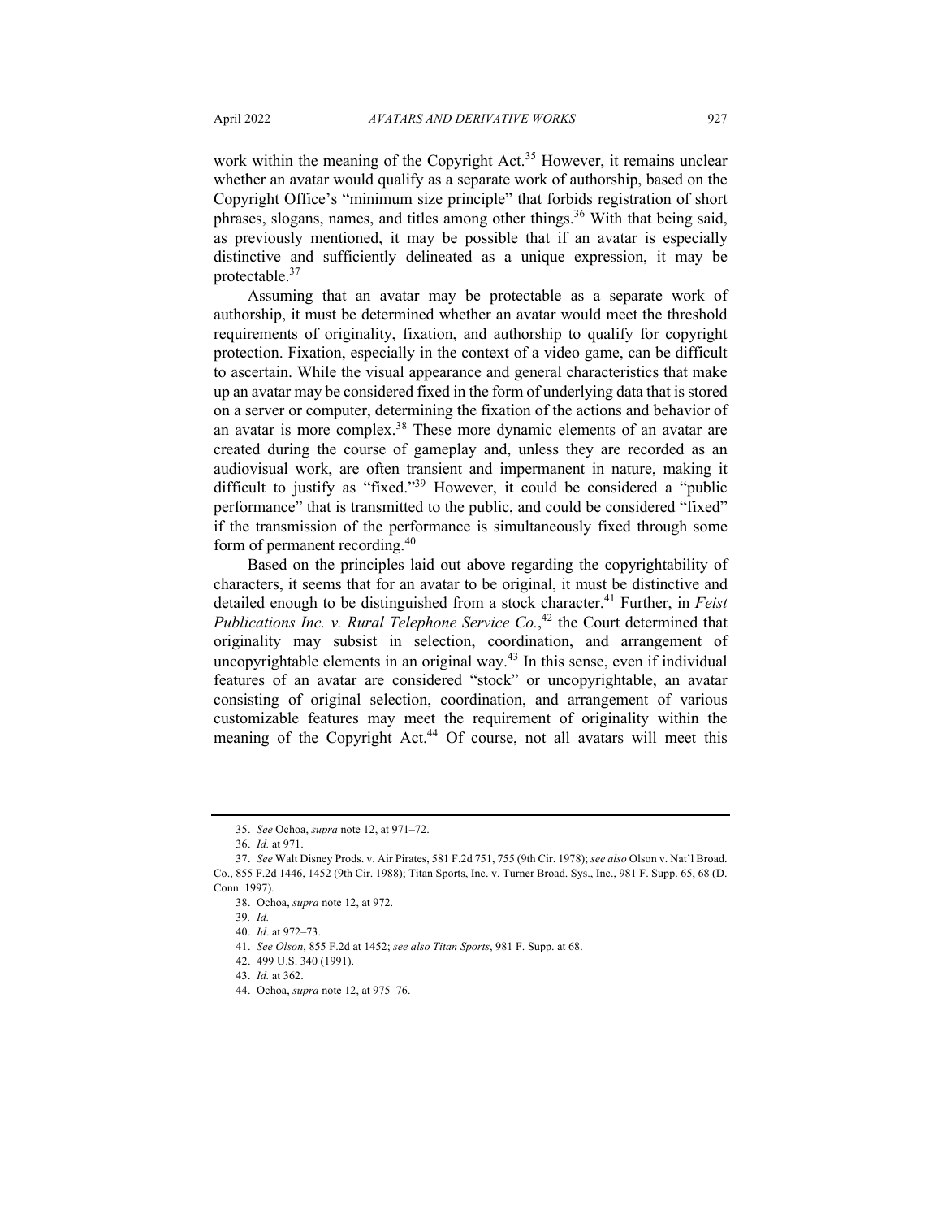work within the meaning of the Copyright Act.[35] However, it remains unclear whether an avatar would qualify as a separate work of authorship, based on the Copyright Office's "minimum size principle" that forbids registration of short phrases, slogans, names, and titles among other things.[36] With that being said, as previously mentioned, it may be possible that if an avatar is especially distinctive and sufficiently delineated as a unique expression, it may be protectable.[37]

Assuming that an avatar may be protectable as a separate work of authorship, it must be determined whether an avatar would meet the threshold requirements of originality, fixation, and authorship to qualify for copyright protection. Fixation, especially in the context of a video game, can be difficult to ascertain. While the visual appearance and general characteristics that make up an avatar may be considered fixed in the form of underlying data that is stored on a server or computer, determining the fixation of the actions and behavior of an avatar is more complex.[38] These more dynamic elements of an avatar are created during the course of gameplay and, unless they are recorded as an audiovisual work, are often transient and impermanent in nature, making it difficult to justify as "fixed."[39] However, it could be considered a "public performance" that is transmitted to the public, and could be considered "fixed" if the transmission of the performance is simultaneously fixed through some form of permanent recording.[40]

Based on the principles laid out above regarding the copyrightability of characters, it seems that for an avatar to be original, it must be distinctive and detailed enough to be distinguished from a stock character.[41] Further, in *Feist Publications Inc. v. Rural Telephone Service Co.*,[42] the Court determined that originality may subsist in selection, coordination, and arrangement of uncopyrightable elements in an original way.[43] In this sense, even if individual features of an avatar are considered "stock" or uncopyrightable, an avatar consisting of original selection, coordination, and arrangement of various customizable features may meet the requirement of originality within the meaning of the Copyright Act.[44] Of course, not all avatars will meet this

---

35. *See* Ochoa, *supra* note 12, at 971–72.

36. *Id.* at 971.

37. *See* Walt Disney Prods. v. Air Pirates, 581 F.2d 751, 755 (9th Cir. 1978); *see also* Olson v. Nat'l Broad. Co., 855 F.2d 1446, 1452 (9th Cir. 1988); Titan Sports, Inc. v. Turner Broad. Sys., Inc., 981 F. Supp. 65, 68 (D. Conn. 1997).

38. Ochoa, *supra* note 12, at 972.

39. *Id.*

40. *Id*. at 972–73.

41. *See Olson*, 855 F.2d at 1452; *see also Titan Sports*, 981 F. Supp. at 68.

42. 499 U.S. 340 (1991).

43. *Id.* at 362.

44. Ochoa, *supra* note 12, at 975–76.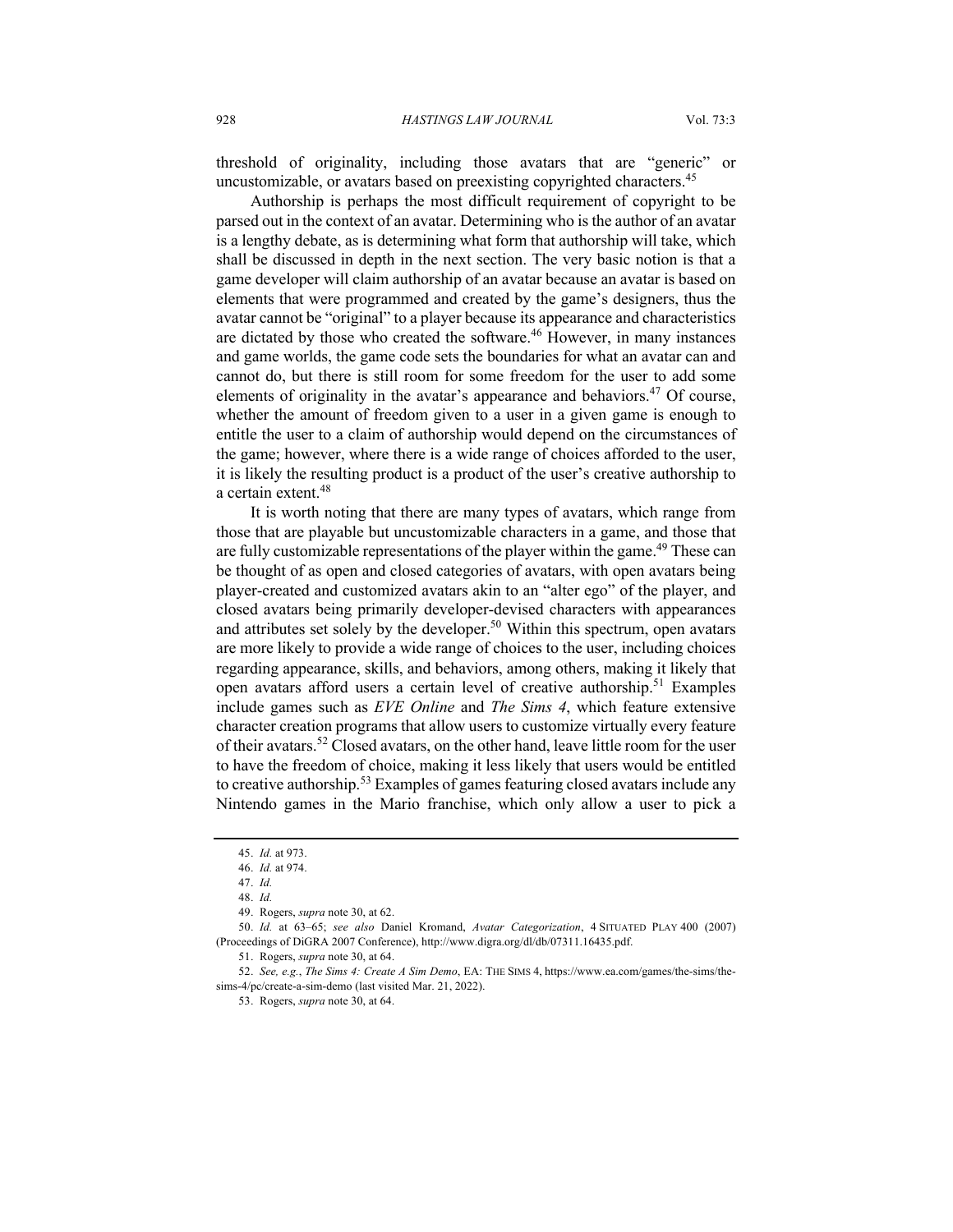threshold of originality, including those avatars that are "generic" or uncustomizable, or avatars based on preexisting copyrighted characters.[45]

Authorship is perhaps the most difficult requirement of copyright to be parsed out in the context of an avatar. Determining who is the author of an avatar is a lengthy debate, as is determining what form that authorship will take, which shall be discussed in depth in the next section. The very basic notion is that a game developer will claim authorship of an avatar because an avatar is based on elements that were programmed and created by the game's designers, thus the avatar cannot be "original" to a player because its appearance and characteristics are dictated by those who created the software.[46] However, in many instances and game worlds, the game code sets the boundaries for what an avatar can and cannot do, but there is still room for some freedom for the user to add some elements of originality in the avatar's appearance and behaviors.[47] Of course, whether the amount of freedom given to a user in a given game is enough to entitle the user to a claim of authorship would depend on the circumstances of the game; however, where there is a wide range of choices afforded to the user, it is likely the resulting product is a product of the user's creative authorship to a certain extent.[48]

It is worth noting that there are many types of avatars, which range from those that are playable but uncustomizable characters in a game, and those that are fully customizable representations of the player within the game.[49] These can be thought of as open and closed categories of avatars, with open avatars being player-created and customized avatars akin to an "alter ego" of the player, and closed avatars being primarily developer-devised characters with appearances and attributes set solely by the developer.[50] Within this spectrum, open avatars are more likely to provide a wide range of choices to the user, including choices regarding appearance, skills, and behaviors, among others, making it likely that open avatars afford users a certain level of creative authorship.[51] Examples include games such as *EVE Online* and *The Sims 4*, which feature extensive character creation programs that allow users to customize virtually every feature of their avatars.[52] Closed avatars, on the other hand, leave little room for the user to have the freedom of choice, making it less likely that users would be entitled to creative authorship.[53] Examples of games featuring closed avatars include any Nintendo games in the Mario franchise, which only allow a user to pick a

---

45. *Id.* at 973.

46. *Id.* at 974.

47. *Id.*

48. *Id.*

49. Rogers, *supra* note 30, at 62.

50. *Id.* at 63–65; *see also* Daniel Kromand, *Avatar Categorization*, 4 SITUATED PLAY 400 (2007) (Proceedings of DiGRA 2007 Conference), http://www.digra.org/dl/db/07311.16435.pdf.

51. Rogers, *supra* note 30, at 64.

52. *See, e.g.*, *The Sims 4: Create A Sim Demo*, EA: THE SIMS 4, https://www.ea.com/games/the-sims/the-sims-4/pc/create-a-sim-demo (last visited Mar. 21, 2022).

53. Rogers, *supra* note 30, at 64.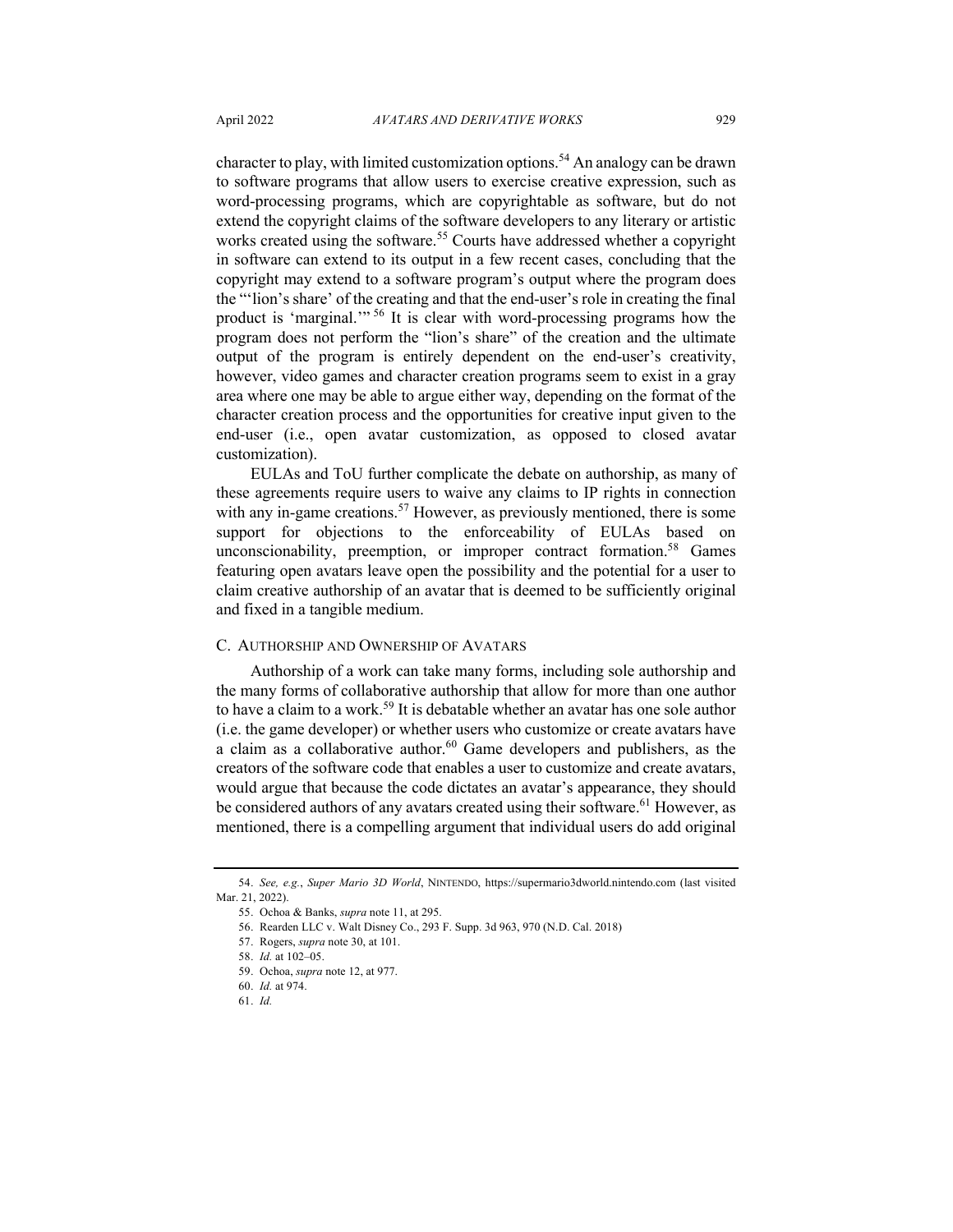character to play, with limited customization options.[54] An analogy can be drawn to software programs that allow users to exercise creative expression, such as word-processing programs, which are copyrightable as software, but do not extend the copyright claims of the software developers to any literary or artistic works created using the software.[55] Courts have addressed whether a copyright in software can extend to its output in a few recent cases, concluding that the copyright may extend to a software program's output where the program does the "'lion's share' of the creating and that the end-user's role in creating the final product is 'marginal.'"[56] It is clear with word-processing programs how the program does not perform the "lion's share" of the creation and the ultimate output of the program is entirely dependent on the end-user's creativity, however, video games and character creation programs seem to exist in a gray area where one may be able to argue either way, depending on the format of the character creation process and the opportunities for creative input given to the end-user (i.e., open avatar customization, as opposed to closed avatar customization).

EULAs and ToU further complicate the debate on authorship, as many of these agreements require users to waive any claims to IP rights in connection with any in-game creations.[57] However, as previously mentioned, there is some support for objections to the enforceability of EULAs based on unconscionability, preemption, or improper contract formation.[58] Games featuring open avatars leave open the possibility and the potential for a user to claim creative authorship of an avatar that is deemed to be sufficiently original and fixed in a tangible medium.

### C. Authorship and Ownership of Avatars

Authorship of a work can take many forms, including sole authorship and the many forms of collaborative authorship that allow for more than one author to have a claim to a work.[59] It is debatable whether an avatar has one sole author (i.e. the game developer) or whether users who customize or create avatars have a claim as a collaborative author.[60] Game developers and publishers, as the creators of the software code that enables a user to customize and create avatars, would argue that because the code dictates an avatar's appearance, they should be considered authors of any avatars created using their software.[61] However, as mentioned, there is a compelling argument that individual users do add original

---

54. *See, e.g.*, *Super Mario 3D World*, Nintendo, https://supermario3dworld.nintendo.com (last visited Mar. 21, 2022).

55. Ochoa & Banks, *supra* note 11, at 295.

56. Rearden LLC v. Walt Disney Co., 293 F. Supp. 3d 963, 970 (N.D. Cal. 2018)

57. Rogers, *supra* note 30, at 101.

58. *Id.* at 102–05.

59. Ochoa, *supra* note 12, at 977.

60. *Id.* at 974.

61. *Id.*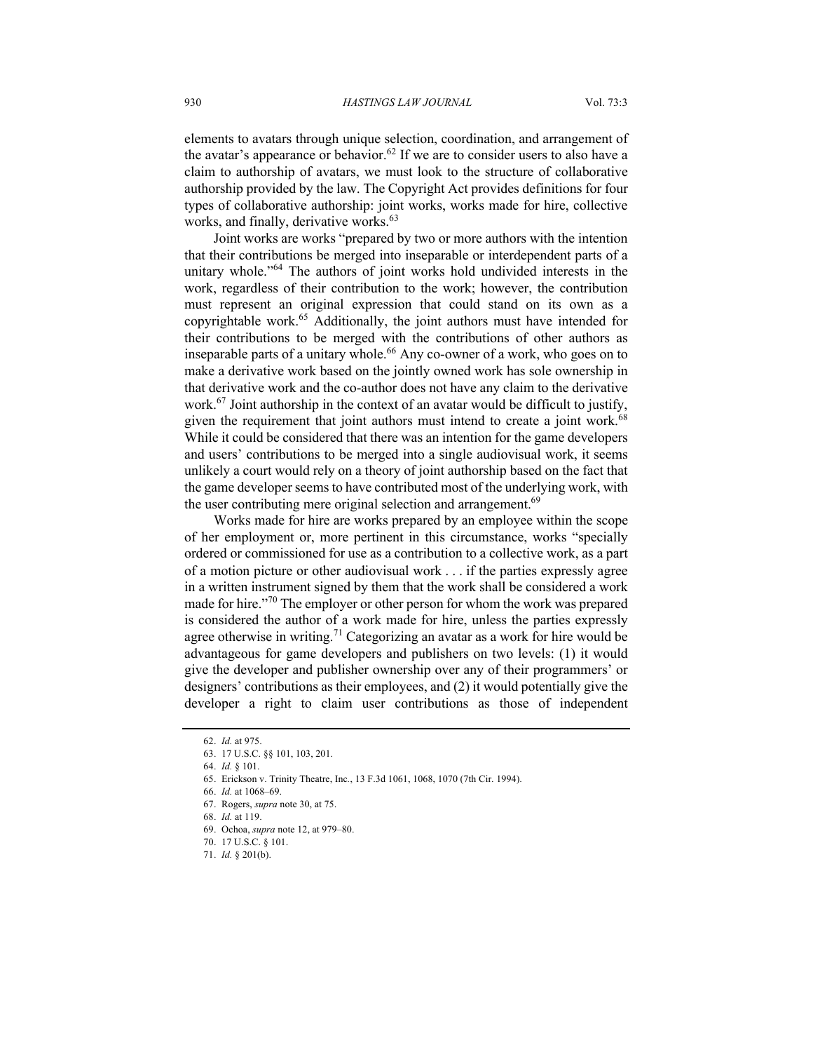elements to avatars through unique selection, coordination, and arrangement of the avatar's appearance or behavior.[62] If we are to consider users to also have a claim to authorship of avatars, we must look to the structure of collaborative authorship provided by the law. The Copyright Act provides definitions for four types of collaborative authorship: joint works, works made for hire, collective works, and finally, derivative works.[63]

Joint works are works "prepared by two or more authors with the intention that their contributions be merged into inseparable or interdependent parts of a unitary whole."[64] The authors of joint works hold undivided interests in the work, regardless of their contribution to the work; however, the contribution must represent an original expression that could stand on its own as a copyrightable work.[65] Additionally, the joint authors must have intended for their contributions to be merged with the contributions of other authors as inseparable parts of a unitary whole.[66] Any co-owner of a work, who goes on to make a derivative work based on the jointly owned work has sole ownership in that derivative work and the co-author does not have any claim to the derivative work.[67] Joint authorship in the context of an avatar would be difficult to justify, given the requirement that joint authors must intend to create a joint work.[68] While it could be considered that there was an intention for the game developers and users' contributions to be merged into a single audiovisual work, it seems unlikely a court would rely on a theory of joint authorship based on the fact that the game developer seems to have contributed most of the underlying work, with the user contributing mere original selection and arrangement.[69]

Works made for hire are works prepared by an employee within the scope of her employment or, more pertinent in this circumstance, works "specially ordered or commissioned for use as a contribution to a collective work, as a part of a motion picture or other audiovisual work . . . if the parties expressly agree in a written instrument signed by them that the work shall be considered a work made for hire."[70] The employer or other person for whom the work was prepared is considered the author of a work made for hire, unless the parties expressly agree otherwise in writing.[71] Categorizing an avatar as a work for hire would be advantageous for game developers and publishers on two levels: (1) it would give the developer and publisher ownership over any of their programmers' or designers' contributions as their employees, and (2) it would potentially give the developer a right to claim user contributions as those of independent

62. *Id.* at 975.
63. 17 U.S.C. §§ 101, 103, 201.
64. *Id.* § 101.
65. Erickson v. Trinity Theatre, Inc., 13 F.3d 1061, 1068, 1070 (7th Cir. 1994).
66. *Id.* at 1068–69.
67. Rogers, *supra* note 30, at 75.
68. *Id.* at 119.
69. Ochoa, *supra* note 12, at 979–80.
70. 17 U.S.C. § 101.
71. *Id.* § 201(b).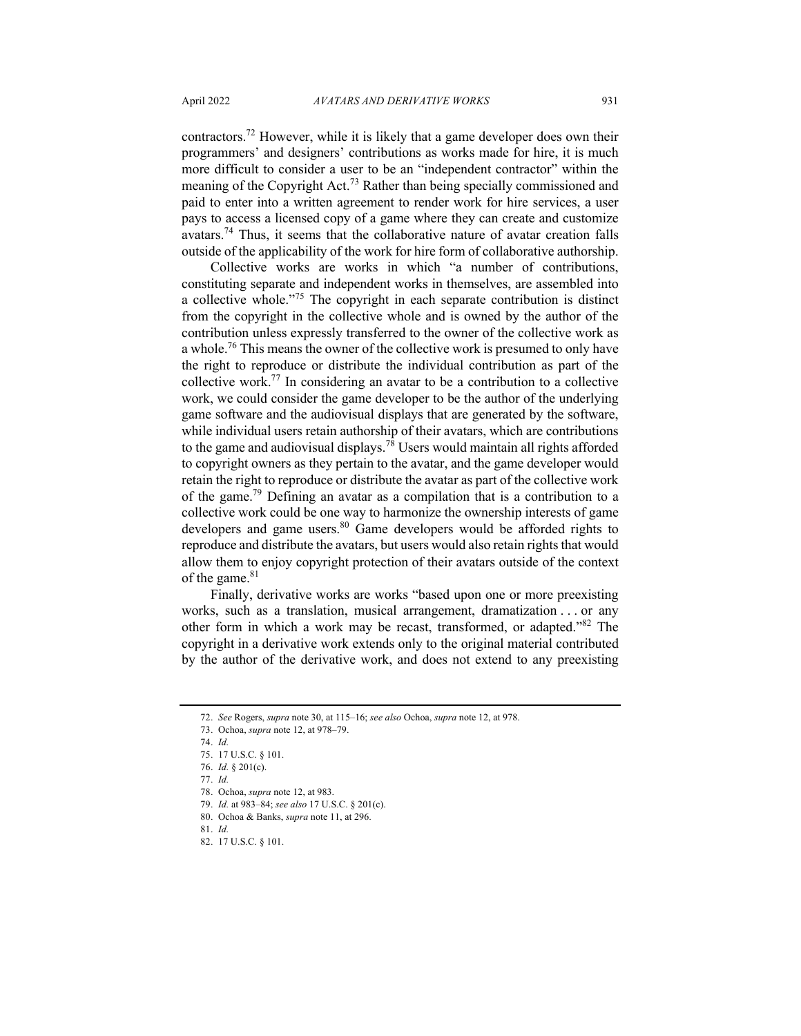contractors.[72] However, while it is likely that a game developer does own their programmers' and designers' contributions as works made for hire, it is much more difficult to consider a user to be an "independent contractor" within the meaning of the Copyright Act.[73] Rather than being specially commissioned and paid to enter into a written agreement to render work for hire services, a user pays to access a licensed copy of a game where they can create and customize avatars.[74] Thus, it seems that the collaborative nature of avatar creation falls outside of the applicability of the work for hire form of collaborative authorship.

Collective works are works in which "a number of contributions, constituting separate and independent works in themselves, are assembled into a collective whole."[75] The copyright in each separate contribution is distinct from the copyright in the collective whole and is owned by the author of the contribution unless expressly transferred to the owner of the collective work as a whole.[76] This means the owner of the collective work is presumed to only have the right to reproduce or distribute the individual contribution as part of the collective work.[77] In considering an avatar to be a contribution to a collective work, we could consider the game developer to be the author of the underlying game software and the audiovisual displays that are generated by the software, while individual users retain authorship of their avatars, which are contributions to the game and audiovisual displays.[78] Users would maintain all rights afforded to copyright owners as they pertain to the avatar, and the game developer would retain the right to reproduce or distribute the avatar as part of the collective work of the game.[79] Defining an avatar as a compilation that is a contribution to a collective work could be one way to harmonize the ownership interests of game developers and game users.[80] Game developers would be afforded rights to reproduce and distribute the avatars, but users would also retain rights that would allow them to enjoy copyright protection of their avatars outside of the context of the game.[81]

Finally, derivative works are works "based upon one or more preexisting works, such as a translation, musical arrangement, dramatization . . . or any other form in which a work may be recast, transformed, or adapted."[82] The copyright in a derivative work extends only to the original material contributed by the author of the derivative work, and does not extend to any preexisting

---

72. *See* Rogers, *supra* note 30, at 115–16; *see also* Ochoa, *supra* note 12, at 978.

73. Ochoa, *supra* note 12, at 978–79.

74. *Id.*

75. 17 U.S.C. § 101.

76. *Id.* § 201(c).

77. *Id.*

78. Ochoa, *supra* note 12, at 983.

79. *Id.* at 983–84; *see also* 17 U.S.C. § 201(c).

80. Ochoa & Banks, *supra* note 11, at 296.

81. *Id.*

82. 17 U.S.C. § 101.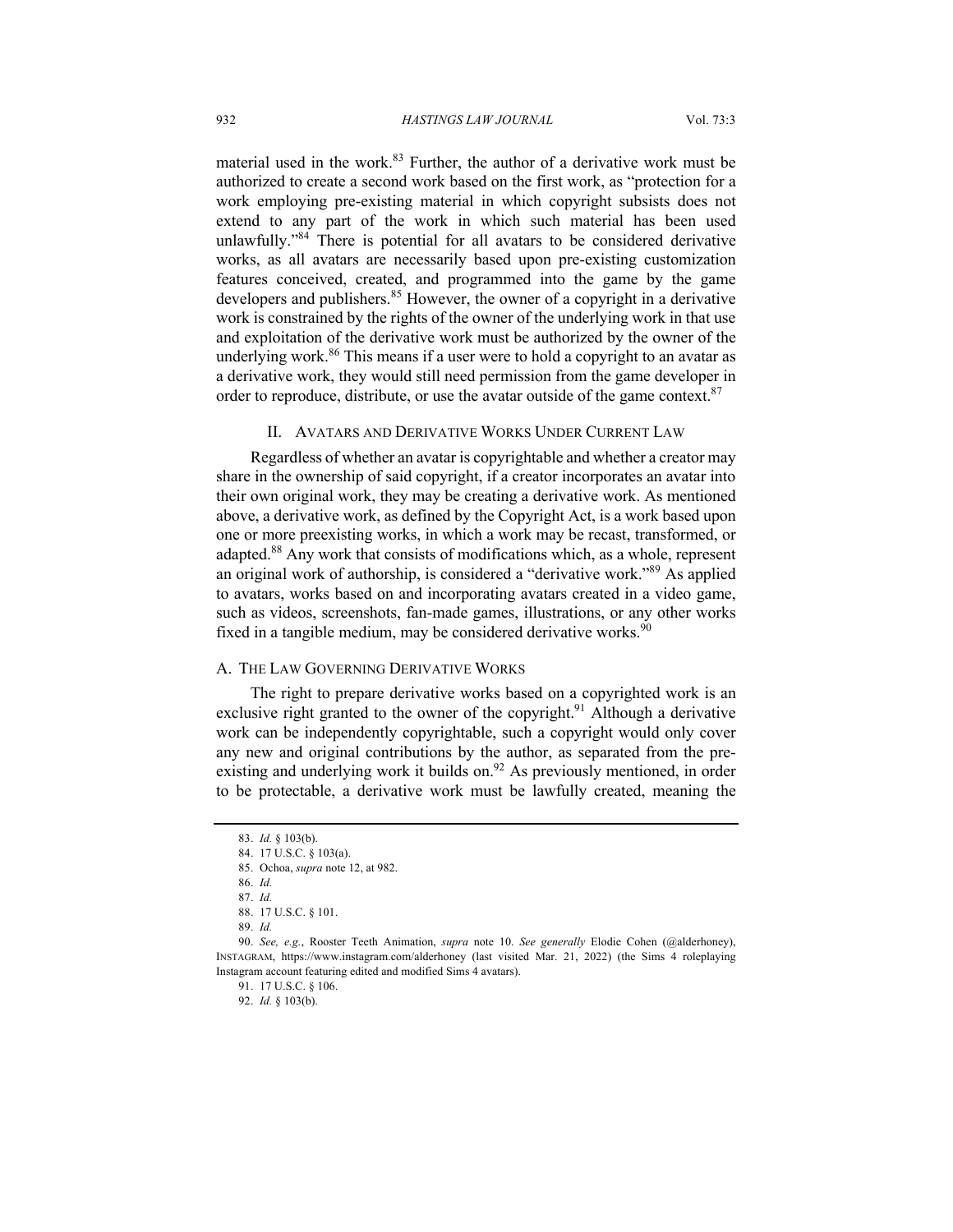material used in the work.[83] Further, the author of a derivative work must be authorized to create a second work based on the first work, as "protection for a work employing pre-existing material in which copyright subsists does not extend to any part of the work in which such material has been used unlawfully."[84] There is potential for all avatars to be considered derivative works, as all avatars are necessarily based upon pre-existing customization features conceived, created, and programmed into the game by the game developers and publishers.[85] However, the owner of a copyright in a derivative work is constrained by the rights of the owner of the underlying work in that use and exploitation of the derivative work must be authorized by the owner of the underlying work.[86] This means if a user were to hold a copyright to an avatar as a derivative work, they would still need permission from the game developer in order to reproduce, distribute, or use the avatar outside of the game context.[87]

## II. Avatars and Derivative Works Under Current Law

Regardless of whether an avatar is copyrightable and whether a creator may share in the ownership of said copyright, if a creator incorporates an avatar into their own original work, they may be creating a derivative work. As mentioned above, a derivative work, as defined by the Copyright Act, is a work based upon one or more preexisting works, in which a work may be recast, transformed, or adapted.[88] Any work that consists of modifications which, as a whole, represent an original work of authorship, is considered a "derivative work."[89] As applied to avatars, works based on and incorporating avatars created in a video game, such as videos, screenshots, fan-made games, illustrations, or any other works fixed in a tangible medium, may be considered derivative works.[90]

### A. The Law Governing Derivative Works

The right to prepare derivative works based on a copyrighted work is an exclusive right granted to the owner of the copyright.[91] Although a derivative work can be independently copyrightable, such a copyright would only cover any new and original contributions by the author, as separated from the pre-existing and underlying work it builds on.[92] As previously mentioned, in order to be protectable, a derivative work must be lawfully created, meaning the

---

83. *Id.* § 103(b).

84. 17 U.S.C. § 103(a).

85. Ochoa, *supra* note 12, at 982.

86. *Id.*

87. *Id.*

88. 17 U.S.C. § 101.

89. *Id.*

90. *See, e.g.*, Rooster Teeth Animation, *supra* note 10. *See generally* Elodie Cohen (@alderhoney), Instagram, https://www.instagram.com/alderhoney (last visited Mar. 21, 2022) (the Sims 4 roleplaying Instagram account featuring edited and modified Sims 4 avatars).

91. 17 U.S.C. § 106.

92. *Id.* § 103(b).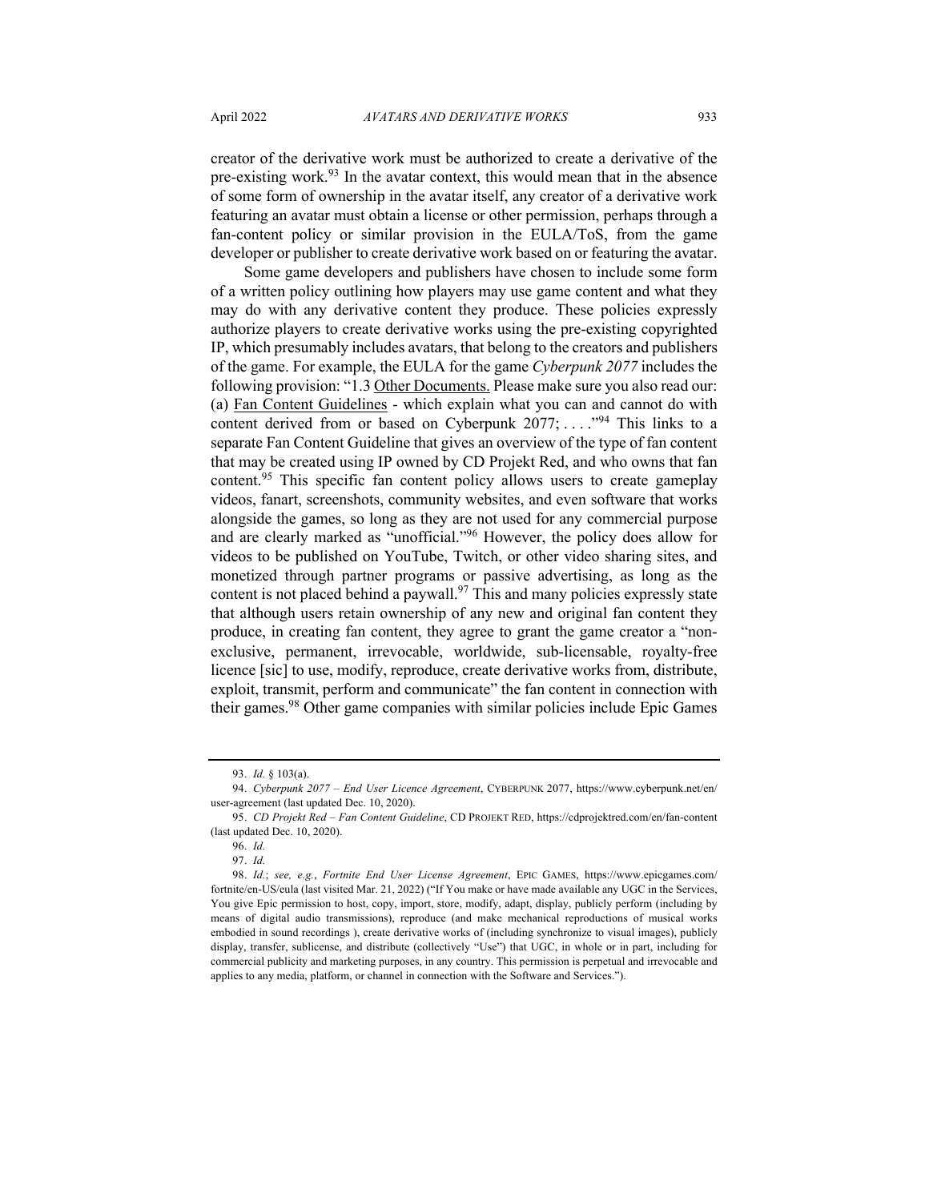creator of the derivative work must be authorized to create a derivative of the pre-existing work.[93] In the avatar context, this would mean that in the absence of some form of ownership in the avatar itself, any creator of a derivative work featuring an avatar must obtain a license or other permission, perhaps through a fan-content policy or similar provision in the EULA/ToS, from the game developer or publisher to create derivative work based on or featuring the avatar.

Some game developers and publishers have chosen to include some form of a written policy outlining how players may use game content and what they may do with any derivative content they produce. These policies expressly authorize players to create derivative works using the pre-existing copyrighted IP, which presumably includes avatars, that belong to the creators and publishers of the game. For example, the EULA for the game *Cyberpunk 2077* includes the following provision: "1.3 Other Documents. Please make sure you also read our: (a) Fan Content Guidelines - which explain what you can and cannot do with content derived from or based on Cyberpunk 2077; . . . ."[94] This links to a separate Fan Content Guideline that gives an overview of the type of fan content that may be created using IP owned by CD Projekt Red, and who owns that fan content.[95] This specific fan content policy allows users to create gameplay videos, fanart, screenshots, community websites, and even software that works alongside the games, so long as they are not used for any commercial purpose and are clearly marked as "unofficial."[96] However, the policy does allow for videos to be published on YouTube, Twitch, or other video sharing sites, and monetized through partner programs or passive advertising, as long as the content is not placed behind a paywall.[97] This and many policies expressly state that although users retain ownership of any new and original fan content they produce, in creating fan content, they agree to grant the game creator a "non-exclusive, permanent, irrevocable, worldwide, sub-licensable, royalty-free licence [sic] to use, modify, reproduce, create derivative works from, distribute, exploit, transmit, perform and communicate" the fan content in connection with their games.[98] Other game companies with similar policies include Epic Games

---

93. *Id.* § 103(a).

94. *Cyberpunk 2077 – End User Licence Agreement*, CYBERPUNK 2077, https://www.cyberpunk.net/en/user-agreement (last updated Dec. 10, 2020).

95. *CD Projekt Red – Fan Content Guideline*, CD PROJEKT RED, https://cdprojektred.com/en/fan-content (last updated Dec. 10, 2020).

96. *Id.*

97. *Id.*

98. *Id.*; *see, e.g.*, *Fortnite End User License Agreement*, EPIC GAMES, https://www.epicgames.com/fortnite/en-US/eula (last visited Mar. 21, 2022) ("If You make or have made available any UGC in the Services, You give Epic permission to host, copy, import, store, modify, adapt, display, publicly perform (including by means of digital audio transmissions), reproduce (and make mechanical reproductions of musical works embodied in sound recordings ), create derivative works of (including synchronize to visual images), publicly display, transfer, sublicense, and distribute (collectively "Use") that UGC, in whole or in part, including for commercial publicity and marketing purposes, in any country. This permission is perpetual and irrevocable and applies to any media, platform, or channel in connection with the Software and Services.").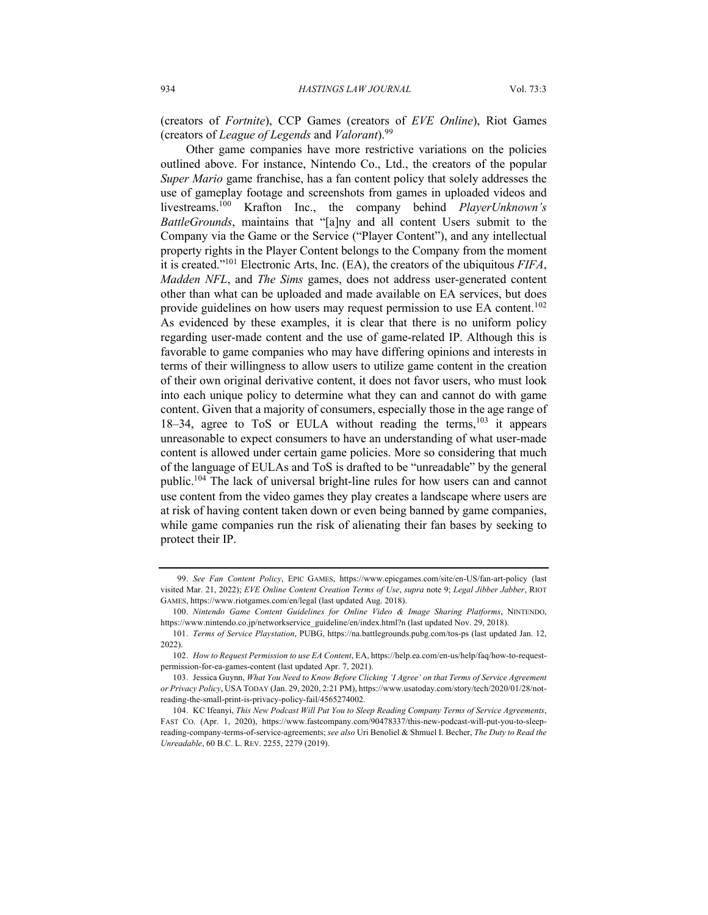(creators of *Fortnite*), CCP Games (creators of *EVE Online*), Riot Games (creators of *League of Legends* and *Valorant*).[99]

Other game companies have more restrictive variations on the policies outlined above. For instance, Nintendo Co., Ltd., the creators of the popular *Super Mario* game franchise, has a fan content policy that solely addresses the use of gameplay footage and screenshots from games in uploaded videos and livestreams.[100] Krafton Inc., the company behind *PlayerUnknown's BattleGrounds*, maintains that "[a]ny and all content Users submit to the Company via the Game or the Service ("Player Content"), and any intellectual property rights in the Player Content belongs to the Company from the moment it is created."[101] Electronic Arts, Inc. (EA), the creators of the ubiquitous *FIFA*, *Madden NFL*, and *The Sims* games, does not address user-generated content other than what can be uploaded and made available on EA services, but does provide guidelines on how users may request permission to use EA content.[102] As evidenced by these examples, it is clear that there is no uniform policy regarding user-made content and the use of game-related IP. Although this is favorable to game companies who may have differing opinions and interests in terms of their willingness to allow users to utilize game content in the creation of their own original derivative content, it does not favor users, who must look into each unique policy to determine what they can and cannot do with game content. Given that a majority of consumers, especially those in the age range of 18–34, agree to ToS or EULA without reading the terms,[103] it appears unreasonable to expect consumers to have an understanding of what user-made content is allowed under certain game policies. More so considering that much of the language of EULAs and ToS is drafted to be "unreadable" by the general public.[104] The lack of universal bright-line rules for how users can and cannot use content from the video games they play creates a landscape where users are at risk of having content taken down or even being banned by game companies, while game companies run the risk of alienating their fan bases by seeking to protect their IP.

---

99. *See Fan Content Policy*, EPIC GAMES, https://www.epicgames.com/site/en-US/fan-art-policy (last visited Mar. 21, 2022); *EVE Online Content Creation Terms of Use*, *supra* note 9; *Legal Jibber Jabber*, RIOT GAMES, https://www.riotgames.com/en/legal (last updated Aug. 2018).

100. *Nintendo Game Content Guidelines for Online Video & Image Sharing Platforms*, NINTENDO, https://www.nintendo.co.jp/networkservice_guideline/en/index.html?n (last updated Nov. 29, 2018).

101. *Terms of Service Playstation*, PUBG, https://na.battlegrounds.pubg.com/tos-ps (last updated Jan. 12, 2022).

102. *How to Request Permission to use EA Content*, EA, https://help.ea.com/en-us/help/faq/how-to-request-permission-for-ea-games-content (last updated Apr. 7, 2021).

103. Jessica Guynn, *What You Need to Know Before Clicking 'I Agree' on that Terms of Service Agreement or Privacy Policy*, USA TODAY (Jan. 29, 2020, 2:21 PM), https://www.usatoday.com/story/tech/2020/01/28/not-reading-the-small-print-is-privacy-policy-fail/4565274002.

104. KC Ifeanyi, *This New Podcast Will Put You to Sleep Reading Company Terms of Service Agreements*, FAST CO. (Apr. 1, 2020), https://www.fastcompany.com/90478337/this-new-podcast-will-put-you-to-sleep-reading-company-terms-of-service-agreements; *see also* Uri Benoliel & Shmuel I. Becher, *The Duty to Read the Unreadable*, 60 B.C. L. REV. 2255, 2279 (2019).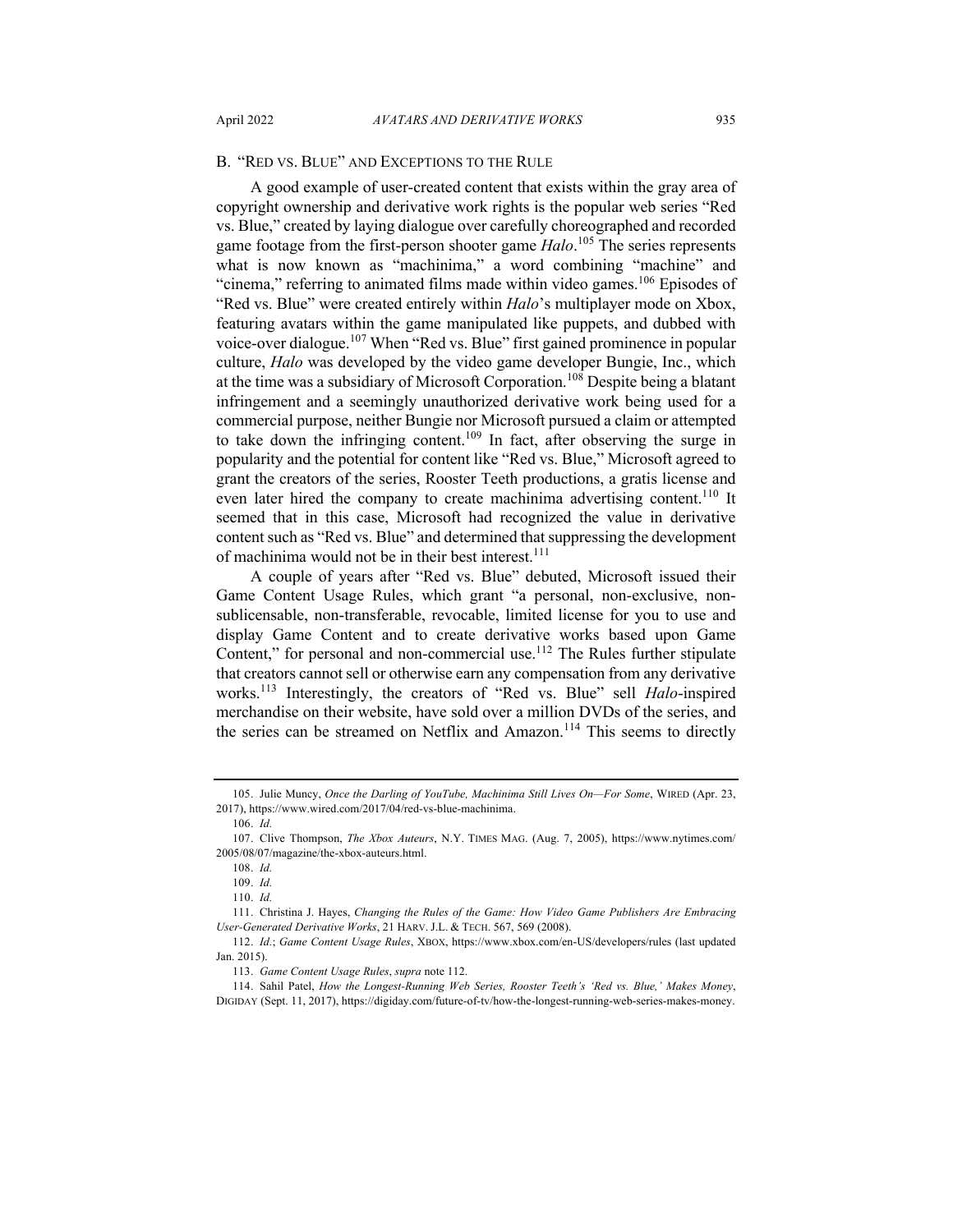## B. "RED VS. BLUE" AND EXCEPTIONS TO THE RULE

A good example of user-created content that exists within the gray area of copyright ownership and derivative work rights is the popular web series "Red vs. Blue," created by laying dialogue over carefully choreographed and recorded game footage from the first-person shooter game *Halo*.[105] The series represents what is now known as "machinima," a word combining "machine" and "cinema," referring to animated films made within video games.[106] Episodes of "Red vs. Blue" were created entirely within *Halo*'s multiplayer mode on Xbox, featuring avatars within the game manipulated like puppets, and dubbed with voice-over dialogue.[107] When "Red vs. Blue" first gained prominence in popular culture, *Halo* was developed by the video game developer Bungie, Inc., which at the time was a subsidiary of Microsoft Corporation.[108] Despite being a blatant infringement and a seemingly unauthorized derivative work being used for a commercial purpose, neither Bungie nor Microsoft pursued a claim or attempted to take down the infringing content.[109] In fact, after observing the surge in popularity and the potential for content like "Red vs. Blue," Microsoft agreed to grant the creators of the series, Rooster Teeth productions, a gratis license and even later hired the company to create machinima advertising content.[110] It seemed that in this case, Microsoft had recognized the value in derivative content such as "Red vs. Blue" and determined that suppressing the development of machinima would not be in their best interest.[111]

A couple of years after "Red vs. Blue" debuted, Microsoft issued their Game Content Usage Rules, which grant "a personal, non-exclusive, non-sublicensable, non-transferable, revocable, limited license for you to use and display Game Content and to create derivative works based upon Game Content," for personal and non-commercial use.[112] The Rules further stipulate that creators cannot sell or otherwise earn any compensation from any derivative works.[113] Interestingly, the creators of "Red vs. Blue" sell *Halo*-inspired merchandise on their website, have sold over a million DVDs of the series, and the series can be streamed on Netflix and Amazon.[114] This seems to directly

---

105. Julie Muncy, *Once the Darling of YouTube, Machinima Still Lives On—For Some*, WIRED (Apr. 23, 2017), https://www.wired.com/2017/04/red-vs-blue-machinima.

106. *Id.*

107. Clive Thompson, *The Xbox Auteurs*, N.Y. TIMES MAG. (Aug. 7, 2005), https://www.nytimes.com/2005/08/07/magazine/the-xbox-auteurs.html.

108. *Id.*

109. *Id.*

110. *Id.*

111. Christina J. Hayes, *Changing the Rules of the Game: How Video Game Publishers Are Embracing User-Generated Derivative Works*, 21 HARV. J.L. & TECH. 567, 569 (2008).

112. *Id.*; *Game Content Usage Rules*, XBOX, https://www.xbox.com/en-US/developers/rules (last updated Jan. 2015).

113. *Game Content Usage Rules*, *supra* note 112.

114. Sahil Patel, *How the Longest-Running Web Series, Rooster Teeth's 'Red vs. Blue,' Makes Money*, DIGIDAY (Sept. 11, 2017), https://digiday.com/future-of-tv/how-the-longest-running-web-series-makes-money.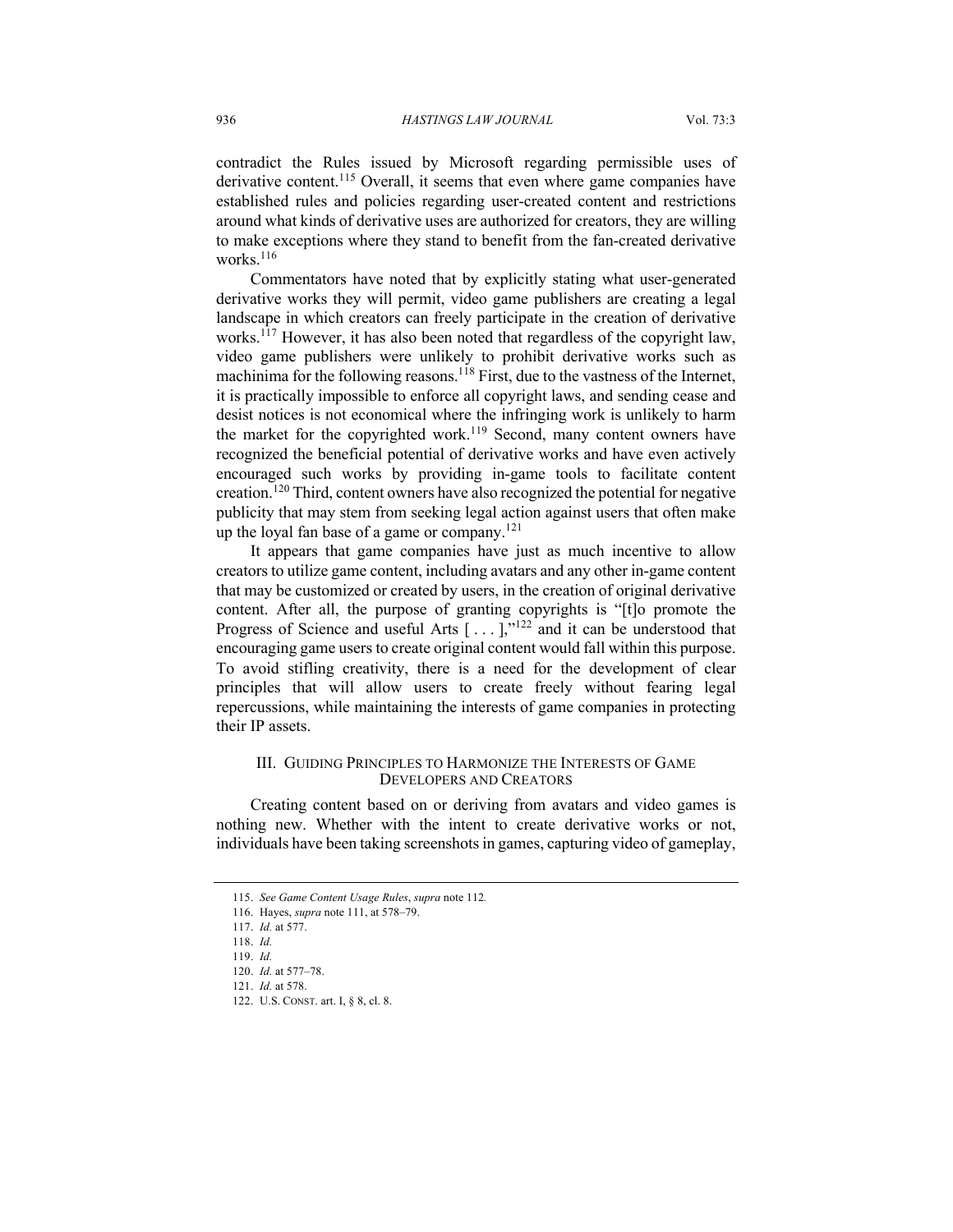contradict the Rules issued by Microsoft regarding permissible uses of derivative content.[115] Overall, it seems that even where game companies have established rules and policies regarding user-created content and restrictions around what kinds of derivative uses are authorized for creators, they are willing to make exceptions where they stand to benefit from the fan-created derivative works.[116]

Commentators have noted that by explicitly stating what user-generated derivative works they will permit, video game publishers are creating a legal landscape in which creators can freely participate in the creation of derivative works.[117] However, it has also been noted that regardless of the copyright law, video game publishers were unlikely to prohibit derivative works such as machinima for the following reasons.[118] First, due to the vastness of the Internet, it is practically impossible to enforce all copyright laws, and sending cease and desist notices is not economical where the infringing work is unlikely to harm the market for the copyrighted work.[119] Second, many content owners have recognized the beneficial potential of derivative works and have even actively encouraged such works by providing in-game tools to facilitate content creation.[120] Third, content owners have also recognized the potential for negative publicity that may stem from seeking legal action against users that often make up the loyal fan base of a game or company.[121]

It appears that game companies have just as much incentive to allow creators to utilize game content, including avatars and any other in-game content that may be customized or created by users, in the creation of original derivative content. After all, the purpose of granting copyrights is "[t]o promote the Progress of Science and useful Arts [ . . . ],"[122] and it can be understood that encouraging game users to create original content would fall within this purpose. To avoid stifling creativity, there is a need for the development of clear principles that will allow users to create freely without fearing legal repercussions, while maintaining the interests of game companies in protecting their IP assets.

## III. Guiding Principles to Harmonize the Interests of Game Developers and Creators

Creating content based on or deriving from avatars and video games is nothing new. Whether with the intent to create derivative works or not, individuals have been taking screenshots in games, capturing video of gameplay,

---

115. *See Game Content Usage Rules*, *supra* note 112.

116. Hayes, *supra* note 111, at 578–79.

117. *Id.* at 577.

118. *Id.*

119. *Id.*

120. *Id.* at 577–78.

121. *Id.* at 578.

122. U.S. CONST. art. I, § 8, cl. 8.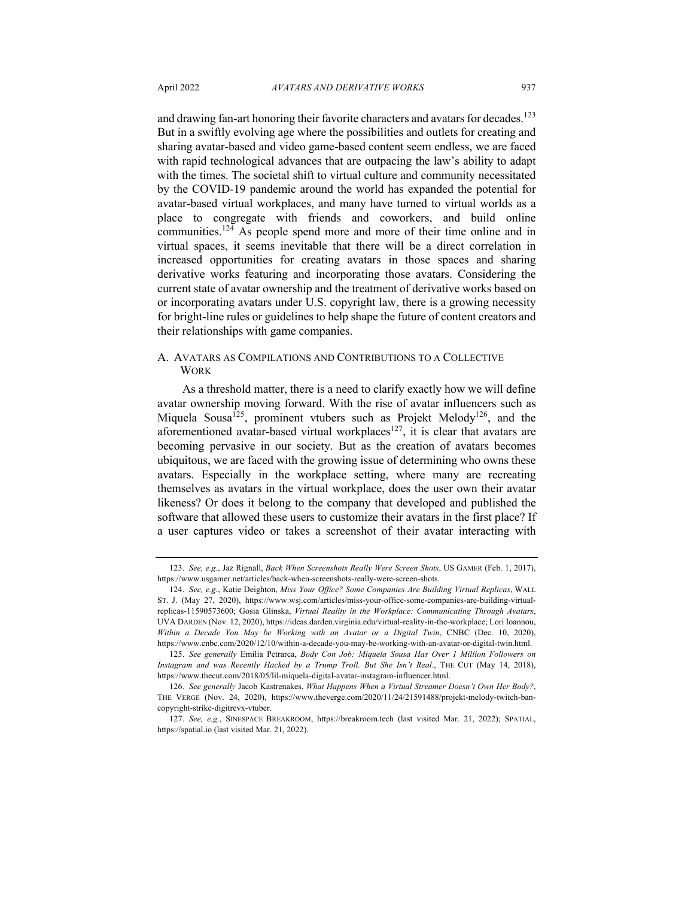and drawing fan-art honoring their favorite characters and avatars for decades.[123] But in a swiftly evolving age where the possibilities and outlets for creating and sharing avatar-based and video game-based content seem endless, we are faced with rapid technological advances that are outpacing the law's ability to adapt with the times. The societal shift to virtual culture and community necessitated by the COVID-19 pandemic around the world has expanded the potential for avatar-based virtual workplaces, and many have turned to virtual worlds as a place to congregate with friends and coworkers, and build online communities.[124] As people spend more and more of their time online and in virtual spaces, it seems inevitable that there will be a direct correlation in increased opportunities for creating avatars in those spaces and sharing derivative works featuring and incorporating those avatars. Considering the current state of avatar ownership and the treatment of derivative works based on or incorporating avatars under U.S. copyright law, there is a growing necessity for bright-line rules or guidelines to help shape the future of content creators and their relationships with game companies.

## A. Avatars as Compilations and Contributions to a Collective Work

As a threshold matter, there is a need to clarify exactly how we will define avatar ownership moving forward. With the rise of avatar influencers such as Miquela Sousa[125], prominent vtubers such as Projekt Melody[126], and the aforementioned avatar-based virtual workplaces[127], it is clear that avatars are becoming pervasive in our society. But as the creation of avatars becomes ubiquitous, we are faced with the growing issue of determining who owns these avatars. Especially in the workplace setting, where many are recreating themselves as avatars in the virtual workplace, does the user own their avatar likeness? Or does it belong to the company that developed and published the software that allowed these users to customize their avatars in the first place? If a user captures video or takes a screenshot of their avatar interacting with

---

123. *See, e.g.*, Jaz Rignall, *Back When Screenshots Really Were Screen Shots*, US GAMER (Feb. 1, 2017), https://www.usgamer.net/articles/back-when-screenshots-really-were-screen-shots.

124. *See, e.g.*, Katie Deighton, *Miss Your Office? Some Companies Are Building Virtual Replicas*, WALL ST. J. (May 27, 2020), https://www.wsj.com/articles/miss-your-office-some-companies-are-building-virtual-replicas-11590573600; Gosia Glinska, *Virtual Reality in the Workplace: Communicating Through Avatars*, UVA DARDEN (Nov. 12, 2020), https://ideas.darden.virginia.edu/virtual-reality-in-the-workplace; Lori Ioannou, *Within a Decade You May be Working with an Avatar or a Digital Twin*, CNBC (Dec. 10, 2020), https://www.cnbc.com/2020/12/10/within-a-decade-you-may-be-working-with-an-avatar-or-digital-twin.html.

125. *See generally* Emilia Petrarca, *Body Con Job: Miquela Sousa Has Over 1 Million Followers on Instagram and was Recently Hacked by a Trump Troll. But She Isn't Real.*, THE CUT (May 14, 2018), https://www.thecut.com/2018/05/lil-miquela-digital-avatar-instagram-influencer.html.

126. *See generally* Jacob Kastrenakes, *What Happens When a Virtual Streamer Doesn't Own Her Body?*, THE VERGE (Nov. 24, 2020), https://www.theverge.com/2020/11/24/21591488/projekt-melody-twitch-ban-copyright-strike-digitrevx-vtuber.

127. *See, e.g.*, SINESPACE BREAKROOM, https://breakroom.tech (last visited Mar. 21, 2022); SPATIAL, https://spatial.io (last visited Mar. 21, 2022).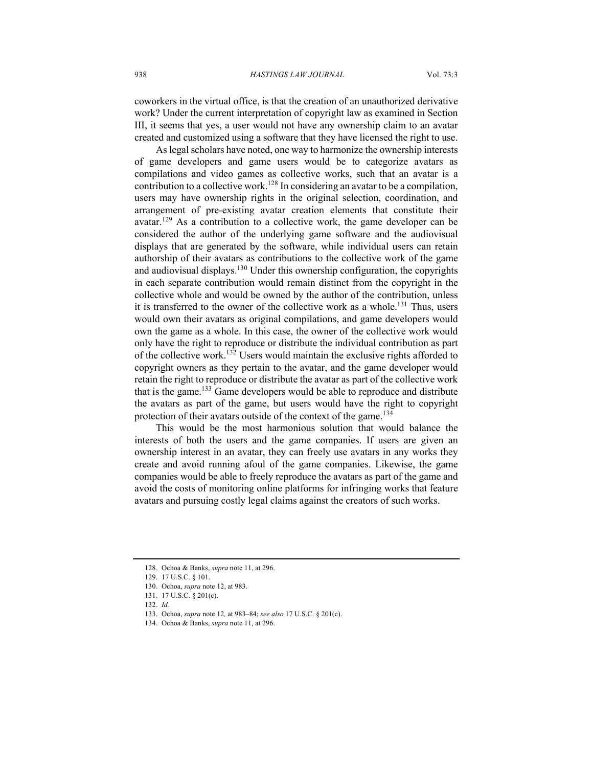coworkers in the virtual office, is that the creation of an unauthorized derivative work? Under the current interpretation of copyright law as examined in Section III, it seems that yes, a user would not have any ownership claim to an avatar created and customized using a software that they have licensed the right to use.

As legal scholars have noted, one way to harmonize the ownership interests of game developers and game users would be to categorize avatars as compilations and video games as collective works, such that an avatar is a contribution to a collective work.[128] In considering an avatar to be a compilation, users may have ownership rights in the original selection, coordination, and arrangement of pre-existing avatar creation elements that constitute their avatar.[129] As a contribution to a collective work, the game developer can be considered the author of the underlying game software and the audiovisual displays that are generated by the software, while individual users can retain authorship of their avatars as contributions to the collective work of the game and audiovisual displays.[130] Under this ownership configuration, the copyrights in each separate contribution would remain distinct from the copyright in the collective whole and would be owned by the author of the contribution, unless it is transferred to the owner of the collective work as a whole.[131] Thus, users would own their avatars as original compilations, and game developers would own the game as a whole. In this case, the owner of the collective work would only have the right to reproduce or distribute the individual contribution as part of the collective work.[132] Users would maintain the exclusive rights afforded to copyright owners as they pertain to the avatar, and the game developer would retain the right to reproduce or distribute the avatar as part of the collective work that is the game.[133] Game developers would be able to reproduce and distribute the avatars as part of the game, but users would have the right to copyright protection of their avatars outside of the context of the game.[134]

This would be the most harmonious solution that would balance the interests of both the users and the game companies. If users are given an ownership interest in an avatar, they can freely use avatars in any works they create and avoid running afoul of the game companies. Likewise, the game companies would be able to freely reproduce the avatars as part of the game and avoid the costs of monitoring online platforms for infringing works that feature avatars and pursuing costly legal claims against the creators of such works.

---

128. Ochoa & Banks, *supra* note 11, at 296.

129. 17 U.S.C. § 101.

130. Ochoa, *supra* note 12, at 983.

131. 17 U.S.C. § 201(c).

132. *Id.*

133. Ochoa, *supra* note 12*,* at 983–84; *see also* 17 U.S.C. § 201(c).

134. Ochoa & Banks, *supra* note 11, at 296.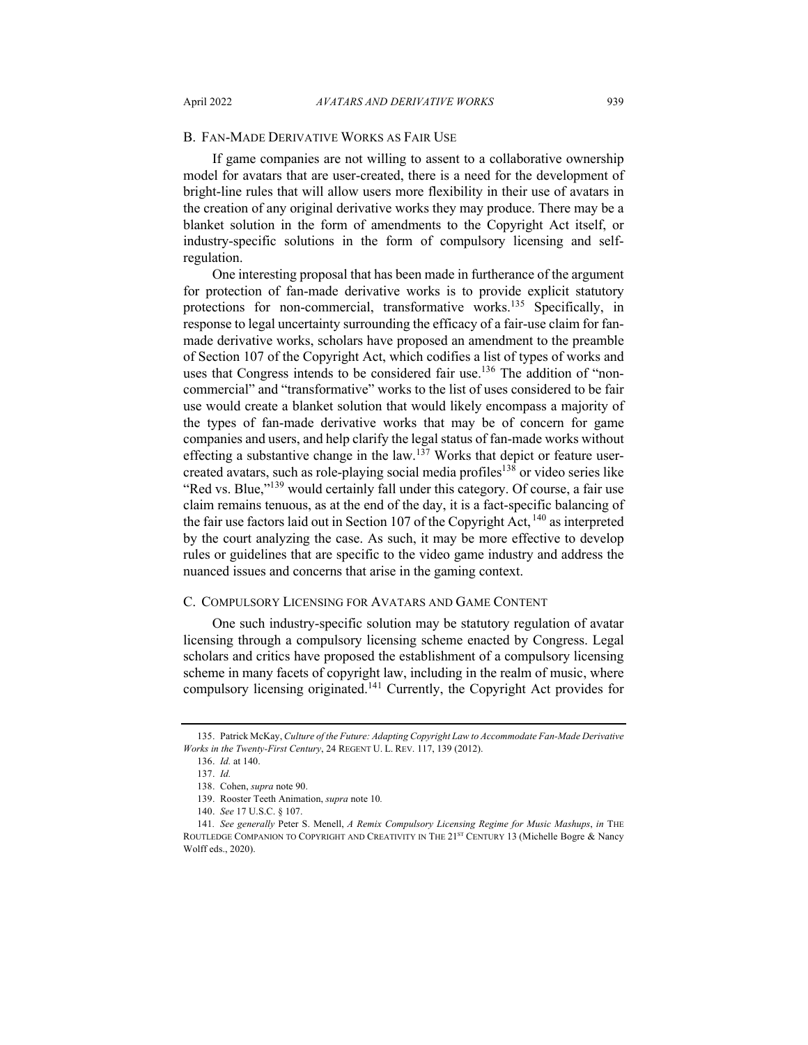## B. Fan-Made Derivative Works as Fair Use

If game companies are not willing to assent to a collaborative ownership model for avatars that are user-created, there is a need for the development of bright-line rules that will allow users more flexibility in their use of avatars in the creation of any original derivative works they may produce. There may be a blanket solution in the form of amendments to the Copyright Act itself, or industry-specific solutions in the form of compulsory licensing and self-regulation.

One interesting proposal that has been made in furtherance of the argument for protection of fan-made derivative works is to provide explicit statutory protections for non-commercial, transformative works.[135] Specifically, in response to legal uncertainty surrounding the efficacy of a fair-use claim for fan-made derivative works, scholars have proposed an amendment to the preamble of Section 107 of the Copyright Act, which codifies a list of types of works and uses that Congress intends to be considered fair use.[136] The addition of "non-commercial" and "transformative" works to the list of uses considered to be fair use would create a blanket solution that would likely encompass a majority of the types of fan-made derivative works that may be of concern for game companies and users, and help clarify the legal status of fan-made works without effecting a substantive change in the law.[137] Works that depict or feature user-created avatars, such as role-playing social media profiles[138] or video series like "Red vs. Blue,"[139] would certainly fall under this category. Of course, a fair use claim remains tenuous, as at the end of the day, it is a fact-specific balancing of the fair use factors laid out in Section 107 of the Copyright Act,[140] as interpreted by the court analyzing the case. As such, it may be more effective to develop rules or guidelines that are specific to the video game industry and address the nuanced issues and concerns that arise in the gaming context.

## C. Compulsory Licensing for Avatars and Game Content

One such industry-specific solution may be statutory regulation of avatar licensing through a compulsory licensing scheme enacted by Congress. Legal scholars and critics have proposed the establishment of a compulsory licensing scheme in many facets of copyright law, including in the realm of music, where compulsory licensing originated.[141] Currently, the Copyright Act provides for

---

135. Patrick McKay, *Culture of the Future: Adapting Copyright Law to Accommodate Fan-Made Derivative Works in the Twenty-First Century*, 24 Regent U. L. Rev. 117, 139 (2012).

136. *Id.* at 140.

137. *Id.*

138. Cohen, *supra* note 90.

139. Rooster Teeth Animation, *supra* note 10.

140. *See* 17 U.S.C. § 107.

141. *See generally* Peter S. Menell, *A Remix Compulsory Licensing Regime for Music Mashups*, *in* The Routledge Companion to Copyright and Creativity in the 21st Century 13 (Michelle Bogre & Nancy Wolff eds., 2020).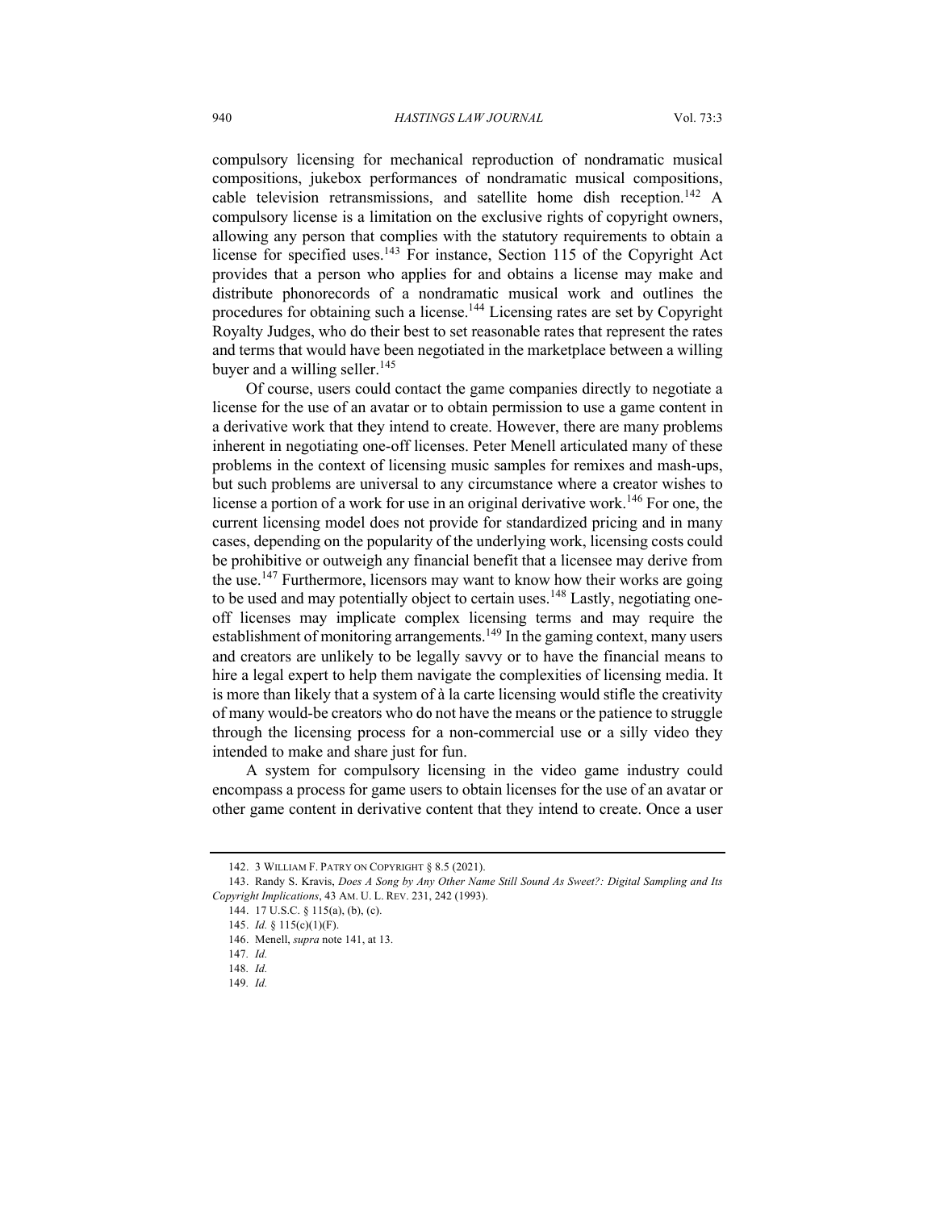compulsory licensing for mechanical reproduction of nondramatic musical compositions, jukebox performances of nondramatic musical compositions, cable television retransmissions, and satellite home dish reception.[142] A compulsory license is a limitation on the exclusive rights of copyright owners, allowing any person that complies with the statutory requirements to obtain a license for specified uses.[143] For instance, Section 115 of the Copyright Act provides that a person who applies for and obtains a license may make and distribute phonorecords of a nondramatic musical work and outlines the procedures for obtaining such a license.[144] Licensing rates are set by Copyright Royalty Judges, who do their best to set reasonable rates that represent the rates and terms that would have been negotiated in the marketplace between a willing buyer and a willing seller.[145]

Of course, users could contact the game companies directly to negotiate a license for the use of an avatar or to obtain permission to use a game content in a derivative work that they intend to create. However, there are many problems inherent in negotiating one-off licenses. Peter Menell articulated many of these problems in the context of licensing music samples for remixes and mash-ups, but such problems are universal to any circumstance where a creator wishes to license a portion of a work for use in an original derivative work.[146] For one, the current licensing model does not provide for standardized pricing and in many cases, depending on the popularity of the underlying work, licensing costs could be prohibitive or outweigh any financial benefit that a licensee may derive from the use.[147] Furthermore, licensors may want to know how their works are going to be used and may potentially object to certain uses.[148] Lastly, negotiating one-off licenses may implicate complex licensing terms and may require the establishment of monitoring arrangements.[149] In the gaming context, many users and creators are unlikely to be legally savvy or to have the financial means to hire a legal expert to help them navigate the complexities of licensing media. It is more than likely that a system of à la carte licensing would stifle the creativity of many would-be creators who do not have the means or the patience to struggle through the licensing process for a non-commercial use or a silly video they intended to make and share just for fun.

A system for compulsory licensing in the video game industry could encompass a process for game users to obtain licenses for the use of an avatar or other game content in derivative content that they intend to create. Once a user

---

142. 3 William F. Patry on Copyright § 8.5 (2021).

143. Randy S. Kravis, *Does A Song by Any Other Name Still Sound As Sweet?: Digital Sampling and Its Copyright Implications*, 43 Am. U. L. Rev. 231, 242 (1993).

144. 17 U.S.C. § 115(a), (b), (c).

145. *Id.* § 115(c)(1)(F).

146. Menell, *supra* note 141, at 13.

147. *Id.*

148. *Id.*

149. *Id.*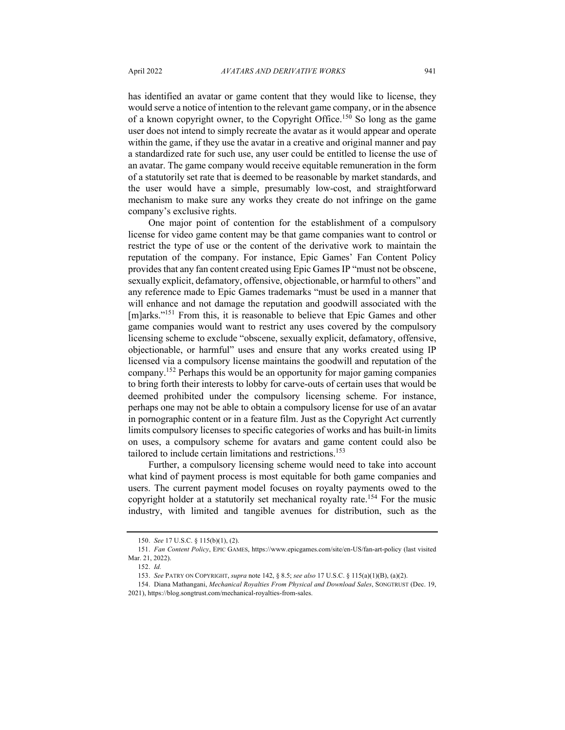has identified an avatar or game content that they would like to license, they would serve a notice of intention to the relevant game company, or in the absence of a known copyright owner, to the Copyright Office.[150] So long as the game user does not intend to simply recreate the avatar as it would appear and operate within the game, if they use the avatar in a creative and original manner and pay a standardized rate for such use, any user could be entitled to license the use of an avatar. The game company would receive equitable remuneration in the form of a statutorily set rate that is deemed to be reasonable by market standards, and the user would have a simple, presumably low-cost, and straightforward mechanism to make sure any works they create do not infringe on the game company's exclusive rights.

One major point of contention for the establishment of a compulsory license for video game content may be that game companies want to control or restrict the type of use or the content of the derivative work to maintain the reputation of the company. For instance, Epic Games' Fan Content Policy provides that any fan content created using Epic Games IP "must not be obscene, sexually explicit, defamatory, offensive, objectionable, or harmful to others" and any reference made to Epic Games trademarks "must be used in a manner that will enhance and not damage the reputation and goodwill associated with the [m]arks."[151] From this, it is reasonable to believe that Epic Games and other game companies would want to restrict any uses covered by the compulsory licensing scheme to exclude "obscene, sexually explicit, defamatory, offensive, objectionable, or harmful" uses and ensure that any works created using IP licensed via a compulsory license maintains the goodwill and reputation of the company.[152] Perhaps this would be an opportunity for major gaming companies to bring forth their interests to lobby for carve-outs of certain uses that would be deemed prohibited under the compulsory licensing scheme. For instance, perhaps one may not be able to obtain a compulsory license for use of an avatar in pornographic content or in a feature film. Just as the Copyright Act currently limits compulsory licenses to specific categories of works and has built-in limits on uses, a compulsory scheme for avatars and game content could also be tailored to include certain limitations and restrictions.[153]

Further, a compulsory licensing scheme would need to take into account what kind of payment process is most equitable for both game companies and users. The current payment model focuses on royalty payments owed to the copyright holder at a statutorily set mechanical royalty rate.[154] For the music industry, with limited and tangible avenues for distribution, such as the

---

150. *See* 17 U.S.C. § 115(b)(1), (2).

151. *Fan Content Policy*, EPIC GAMES, https://www.epicgames.com/site/en-US/fan-art-policy (last visited Mar. 21, 2022).

152. *Id.*

153. *See* PATRY ON COPYRIGHT, *supra* note 142, § 8.5; *see also* 17 U.S.C. § 115(a)(1)(B), (a)(2).

154. Diana Mathangani, *Mechanical Royalties From Physical and Download Sales*, SONGTRUST (Dec. 19, 2021), https://blog.songtrust.com/mechanical-royalties-from-sales.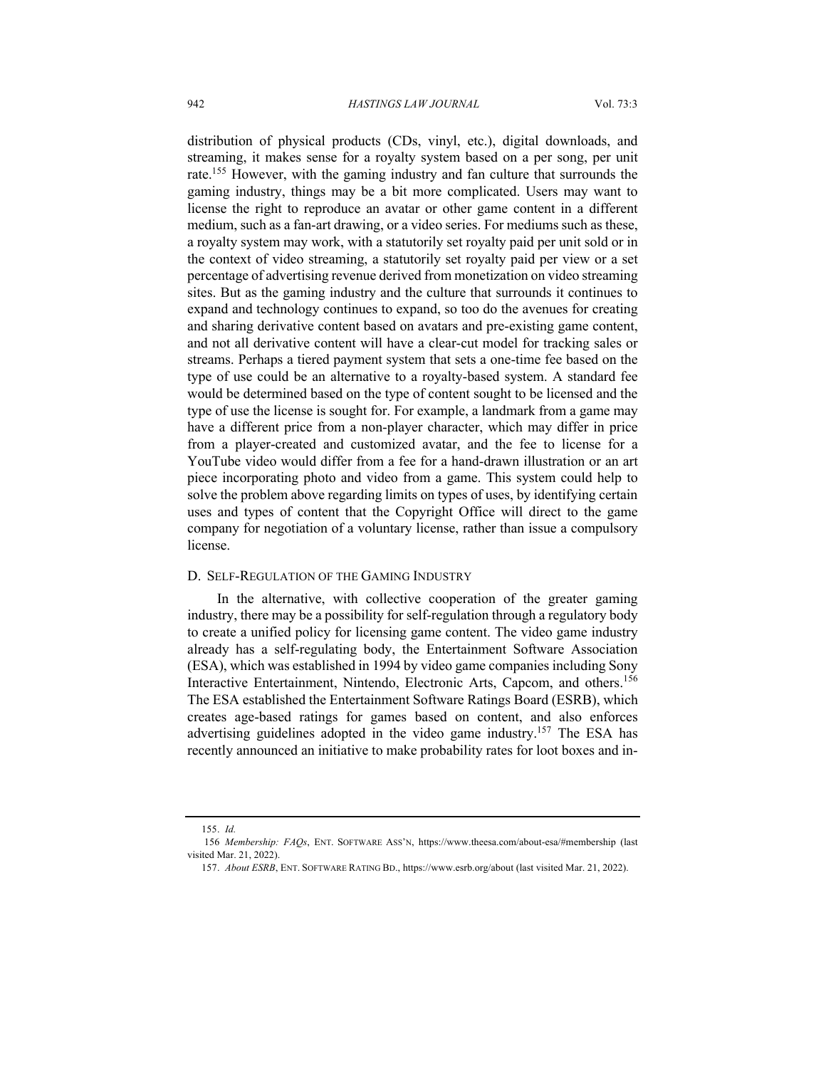distribution of physical products (CDs, vinyl, etc.), digital downloads, and streaming, it makes sense for a royalty system based on a per song, per unit rate.[155] However, with the gaming industry and fan culture that surrounds the gaming industry, things may be a bit more complicated. Users may want to license the right to reproduce an avatar or other game content in a different medium, such as a fan-art drawing, or a video series. For mediums such as these, a royalty system may work, with a statutorily set royalty paid per unit sold or in the context of video streaming, a statutorily set royalty paid per view or a set percentage of advertising revenue derived from monetization on video streaming sites. But as the gaming industry and the culture that surrounds it continues to expand and technology continues to expand, so too do the avenues for creating and sharing derivative content based on avatars and pre-existing game content, and not all derivative content will have a clear-cut model for tracking sales or streams. Perhaps a tiered payment system that sets a one-time fee based on the type of use could be an alternative to a royalty-based system. A standard fee would be determined based on the type of content sought to be licensed and the type of use the license is sought for. For example, a landmark from a game may have a different price from a non-player character, which may differ in price from a player-created and customized avatar, and the fee to license for a YouTube video would differ from a fee for a hand-drawn illustration or an art piece incorporating photo and video from a game. This system could help to solve the problem above regarding limits on types of uses, by identifying certain uses and types of content that the Copyright Office will direct to the game company for negotiation of a voluntary license, rather than issue a compulsory license.

### D. Self-Regulation of the Gaming Industry

In the alternative, with collective cooperation of the greater gaming industry, there may be a possibility for self-regulation through a regulatory body to create a unified policy for licensing game content. The video game industry already has a self-regulating body, the Entertainment Software Association (ESA), which was established in 1994 by video game companies including Sony Interactive Entertainment, Nintendo, Electronic Arts, Capcom, and others.[156] The ESA established the Entertainment Software Ratings Board (ESRB), which creates age-based ratings for games based on content, and also enforces advertising guidelines adopted in the video game industry.[157] The ESA has recently announced an initiative to make probability rates for loot boxes and in-

---

155. *Id.*

156. *Membership: FAQs*, Ent. Software Ass'n, https://www.theesa.com/about-esa/#membership (last visited Mar. 21, 2022).

157. *About ESRB*, Ent. Software Rating Bd., https://www.esrb.org/about (last visited Mar. 21, 2022).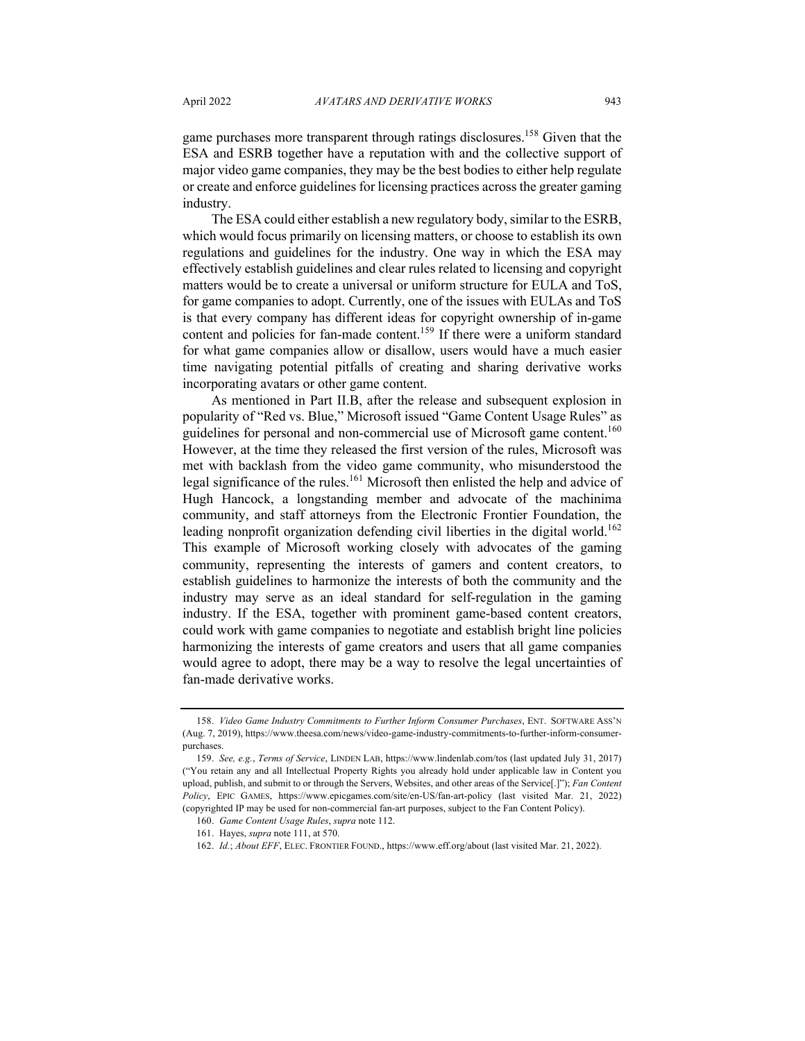game purchases more transparent through ratings disclosures.[158] Given that the ESA and ESRB together have a reputation with and the collective support of major video game companies, they may be the best bodies to either help regulate or create and enforce guidelines for licensing practices across the greater gaming industry.

The ESA could either establish a new regulatory body, similar to the ESRB, which would focus primarily on licensing matters, or choose to establish its own regulations and guidelines for the industry. One way in which the ESA may effectively establish guidelines and clear rules related to licensing and copyright matters would be to create a universal or uniform structure for EULA and ToS, for game companies to adopt. Currently, one of the issues with EULAs and ToS is that every company has different ideas for copyright ownership of in-game content and policies for fan-made content.[159] If there were a uniform standard for what game companies allow or disallow, users would have a much easier time navigating potential pitfalls of creating and sharing derivative works incorporating avatars or other game content.

As mentioned in Part II.B, after the release and subsequent explosion in popularity of "Red vs. Blue," Microsoft issued "Game Content Usage Rules" as guidelines for personal and non-commercial use of Microsoft game content.[160] However, at the time they released the first version of the rules, Microsoft was met with backlash from the video game community, who misunderstood the legal significance of the rules.[161] Microsoft then enlisted the help and advice of Hugh Hancock, a longstanding member and advocate of the machinima community, and staff attorneys from the Electronic Frontier Foundation, the leading nonprofit organization defending civil liberties in the digital world.[162] This example of Microsoft working closely with advocates of the gaming community, representing the interests of gamers and content creators, to establish guidelines to harmonize the interests of both the community and the industry may serve as an ideal standard for self-regulation in the gaming industry. If the ESA, together with prominent game-based content creators, could work with game companies to negotiate and establish bright line policies harmonizing the interests of game creators and users that all game companies would agree to adopt, there may be a way to resolve the legal uncertainties of fan-made derivative works.

---

158. *Video Game Industry Commitments to Further Inform Consumer Purchases*, ENT. SOFTWARE ASS'N (Aug. 7, 2019), https://www.theesa.com/news/video-game-industry-commitments-to-further-inform-consumer-purchases.

159. *See, e.g.*, *Terms of Service*, LINDEN LAB, https://www.lindenlab.com/tos (last updated July 31, 2017) ("You retain any and all Intellectual Property Rights you already hold under applicable law in Content you upload, publish, and submit to or through the Servers, Websites, and other areas of the Service[.]"); *Fan Content Policy*, EPIC GAMES, https://www.epicgames.com/site/en-US/fan-art-policy (last visited Mar. 21, 2022) (copyrighted IP may be used for non-commercial fan-art purposes, subject to the Fan Content Policy).

160. *Game Content Usage Rules*, *supra* note 112.

161. Hayes, *supra* note 111, at 570.

162. *Id.*; *About EFF*, ELEC. FRONTIER FOUND., https://www.eff.org/about (last visited Mar. 21, 2022).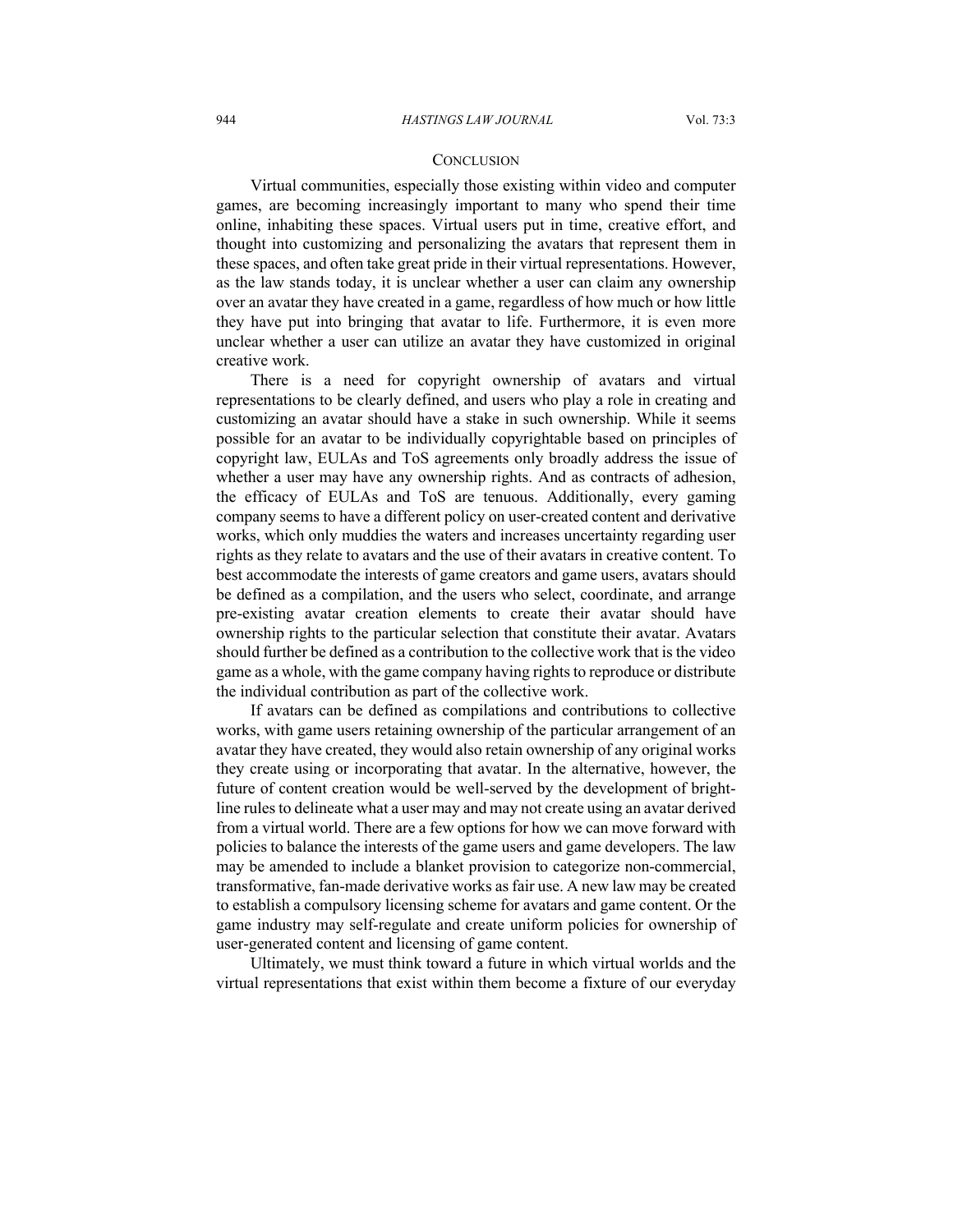## CONCLUSION

Virtual communities, especially those existing within video and computer games, are becoming increasingly important to many who spend their time online, inhabiting these spaces. Virtual users put in time, creative effort, and thought into customizing and personalizing the avatars that represent them in these spaces, and often take great pride in their virtual representations. However, as the law stands today, it is unclear whether a user can claim any ownership over an avatar they have created in a game, regardless of how much or how little they have put into bringing that avatar to life. Furthermore, it is even more unclear whether a user can utilize an avatar they have customized in original creative work.

There is a need for copyright ownership of avatars and virtual representations to be clearly defined, and users who play a role in creating and customizing an avatar should have a stake in such ownership. While it seems possible for an avatar to be individually copyrightable based on principles of copyright law, EULAs and ToS agreements only broadly address the issue of whether a user may have any ownership rights. And as contracts of adhesion, the efficacy of EULAs and ToS are tenuous. Additionally, every gaming company seems to have a different policy on user-created content and derivative works, which only muddies the waters and increases uncertainty regarding user rights as they relate to avatars and the use of their avatars in creative content. To best accommodate the interests of game creators and game users, avatars should be defined as a compilation, and the users who select, coordinate, and arrange pre-existing avatar creation elements to create their avatar should have ownership rights to the particular selection that constitute their avatar. Avatars should further be defined as a contribution to the collective work that is the video game as a whole, with the game company having rights to reproduce or distribute the individual contribution as part of the collective work.

If avatars can be defined as compilations and contributions to collective works, with game users retaining ownership of the particular arrangement of an avatar they have created, they would also retain ownership of any original works they create using or incorporating that avatar. In the alternative, however, the future of content creation would be well-served by the development of bright-line rules to delineate what a user may and may not create using an avatar derived from a virtual world. There are a few options for how we can move forward with policies to balance the interests of the game users and game developers. The law may be amended to include a blanket provision to categorize non-commercial, transformative, fan-made derivative works as fair use. A new law may be created to establish a compulsory licensing scheme for avatars and game content. Or the game industry may self-regulate and create uniform policies for ownership of user-generated content and licensing of game content.

Ultimately, we must think toward a future in which virtual worlds and the virtual representations that exist within them become a fixture of our everyday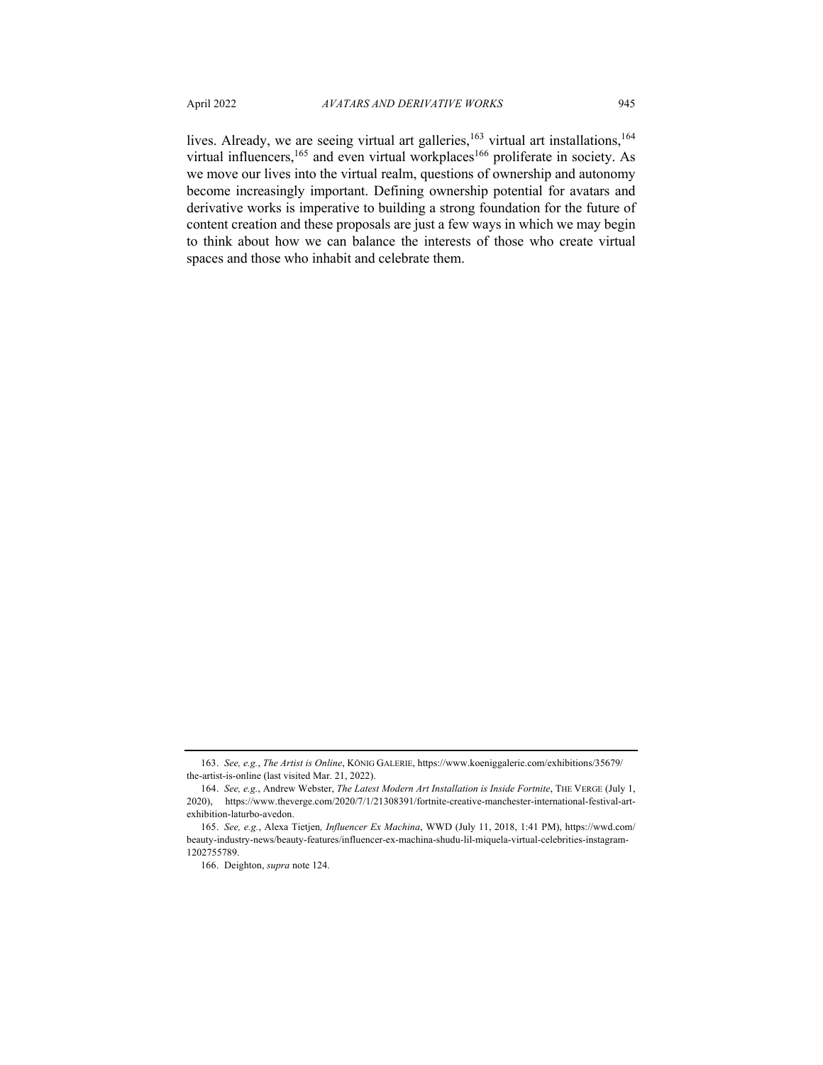lives. Already, we are seeing virtual art galleries,[163] virtual art installations,[164] virtual influencers,[165] and even virtual workplaces[166] proliferate in society. As we move our lives into the virtual realm, questions of ownership and autonomy become increasingly important. Defining ownership potential for avatars and derivative works is imperative to building a strong foundation for the future of content creation and these proposals are just a few ways in which we may begin to think about how we can balance the interests of those who create virtual spaces and those who inhabit and celebrate them.

---

163. *See, e.g.*, *The Artist is Online*, KÖNIG GALERIE, https://www.koeniggalerie.com/exhibitions/35679/the-artist-is-online (last visited Mar. 21, 2022).

164. *See, e.g.*, Andrew Webster, *The Latest Modern Art Installation is Inside Fortnite*, THE VERGE (July 1, 2020), https://www.theverge.com/2020/7/1/21308391/fortnite-creative-manchester-international-festival-art-exhibition-laturbo-avedon.

165. *See, e.g.*, Alexa Tietjen*, Influencer Ex Machina*, WWD (July 11, 2018, 1:41 PM), https://wwd.com/beauty-industry-news/beauty-features/influencer-ex-machina-shudu-lil-miquela-virtual-celebrities-instagram-1202755789.

166. Deighton, *supra* note 124.